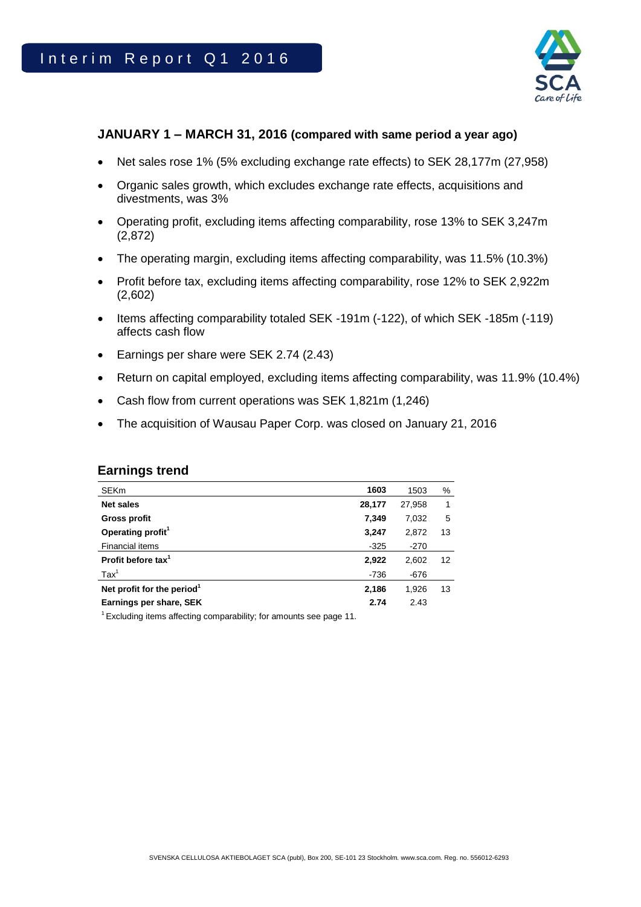# Interim Report Q1 2016

## JANUARY 1 – MARCH 31, 2016 (compared with same period a year ago)

- Net sales rose 1% (5% excluding exchange rate effects) to SEK 28,177m (27,958)
- Organic sales growth, which excludes exchange rate effects, acquisitions and divestments, was 3%
- Operating profit, excluding items affecting comparability, rose 13% to SEK 3,247m (2,872)
- The operating margin, excluding items affecting comparability, was 11.5% (10.3%)
- Profit before tax, excluding items affecting comparability, rose 12% to SEK 2,922m (2,602)
- Items affecting comparability totaled SEK -191m (-122), of which SEK -185m (-119) affects cash flow
- Earnings per share were SEK 2.74 (2.43)
- Return on capital employed, excluding items affecting comparability, was 11.9% (10.4%)
- Cash flow from current operations was SEK 1,821m (1,246)
- The acquisition of Wausau Paper Corp. was closed on January 21, 2016

## Earnings trend

| SEKm | 1603 | 1503 | % |
|---|---|---|---|
| **Net sales** | **28,177** | 27,958 | 1 |
| **Gross profit** | **7,349** | 7,032 | 5 |
| **Operating profit**[1] | **3,247** | 2,872 | 13 |
| Financial items | -325 | -270 | |
| **Profit before tax**[1] | **2,922** | 2,602 | 12 |
| Tax[1] | -736 | -676 | |
| **Net profit for the period**[1] | **2,186** | 1,926 | 13 |
| **Earnings per share, SEK** | **2.74** | 2.43 | |

[1] Excluding items affecting comparability; for amounts see page 11.

SVENSKA CELLULOSA AKTIEBOLAGET SCA (publ), Box 200, SE-101 23 Stockholm. www.sca.com. Reg. no. 556012-6293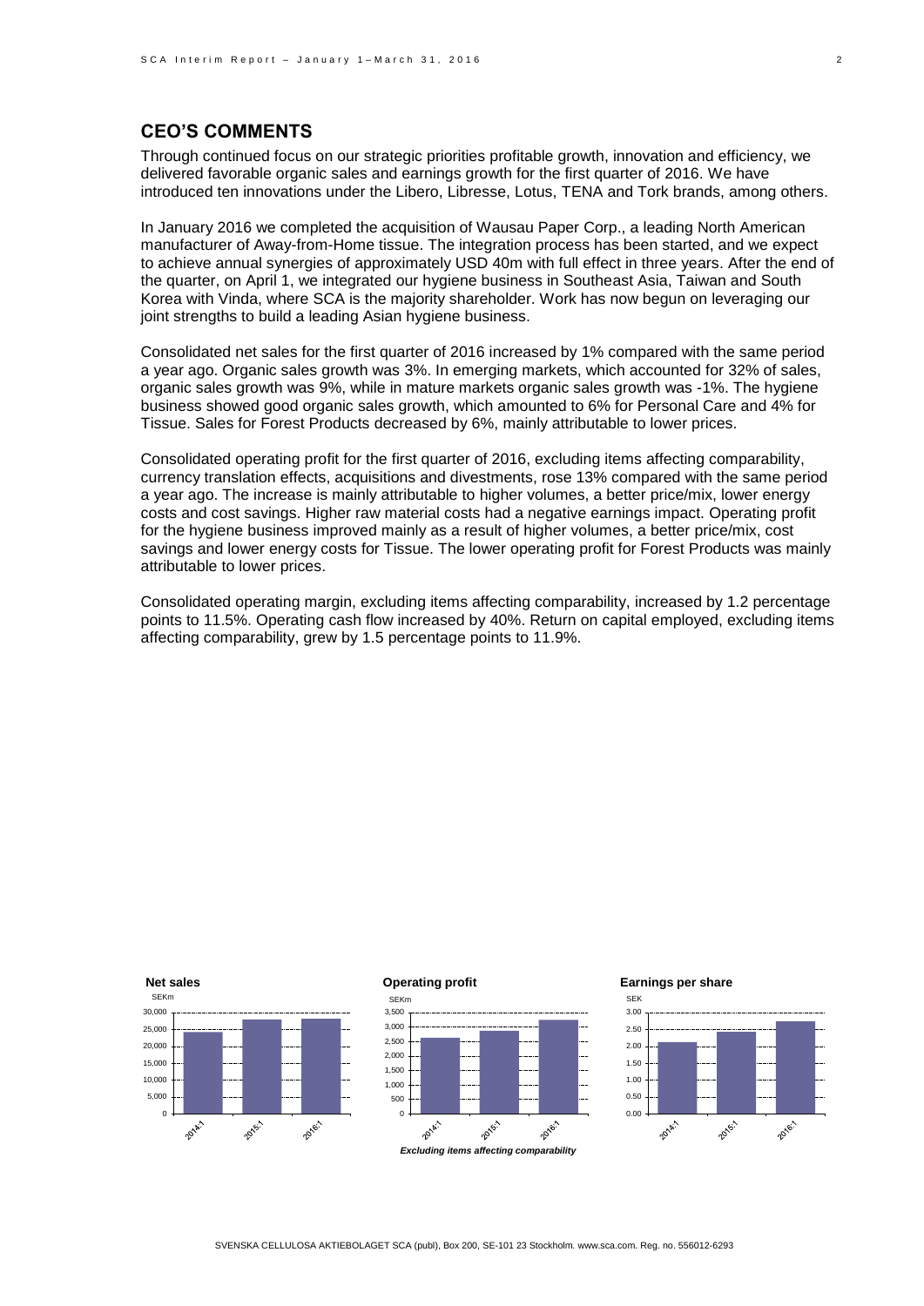## CEO'S COMMENTS

Through continued focus on our strategic priorities profitable growth, innovation and efficiency, we delivered favorable organic sales and earnings growth for the first quarter of 2016. We have introduced ten innovations under the Libero, Libresse, Lotus, TENA and Tork brands, among others.

In January 2016 we completed the acquisition of Wausau Paper Corp., a leading North American manufacturer of Away-from-Home tissue. The integration process has been started, and we expect to achieve annual synergies of approximately USD 40m with full effect in three years. After the end of the quarter, on April 1, we integrated our hygiene business in Southeast Asia, Taiwan and South Korea with Vinda, where SCA is the majority shareholder. Work has now begun on leveraging our joint strengths to build a leading Asian hygiene business.

Consolidated net sales for the first quarter of 2016 increased by 1% compared with the same period a year ago. Organic sales growth was 3%. In emerging markets, which accounted for 32% of sales, organic sales growth was 9%, while in mature markets organic sales growth was -1%. The hygiene business showed good organic sales growth, which amounted to 6% for Personal Care and 4% for Tissue. Sales for Forest Products decreased by 6%, mainly attributable to lower prices.

Consolidated operating profit for the first quarter of 2016, excluding items affecting comparability, currency translation effects, acquisitions and divestments, rose 13% compared with the same period a year ago. The increase is mainly attributable to higher volumes, a better price/mix, lower energy costs and cost savings. Higher raw material costs had a negative earnings impact. Operating profit for the hygiene business improved mainly as a result of higher volumes, a better price/mix, cost savings and lower energy costs for Tissue. The lower operating profit for Forest Products was mainly attributable to lower prices.

Consolidated operating margin, excluding items affecting comparability, increased by 1.2 percentage points to 11.5%. Operating cash flow increased by 40%. Return on capital employed, excluding items affecting comparability, grew by 1.5 percentage points to 11.9%.

**Net sales** (SEKm) — 2014:1, 2015:1, 2016:1

**Operating profit** (SEKm) — 2014:1, 2015:1, 2016:1

*Excluding items affecting comparability*

**Earnings per share** (SEK) — 2014:1, 2015:1, 2016:1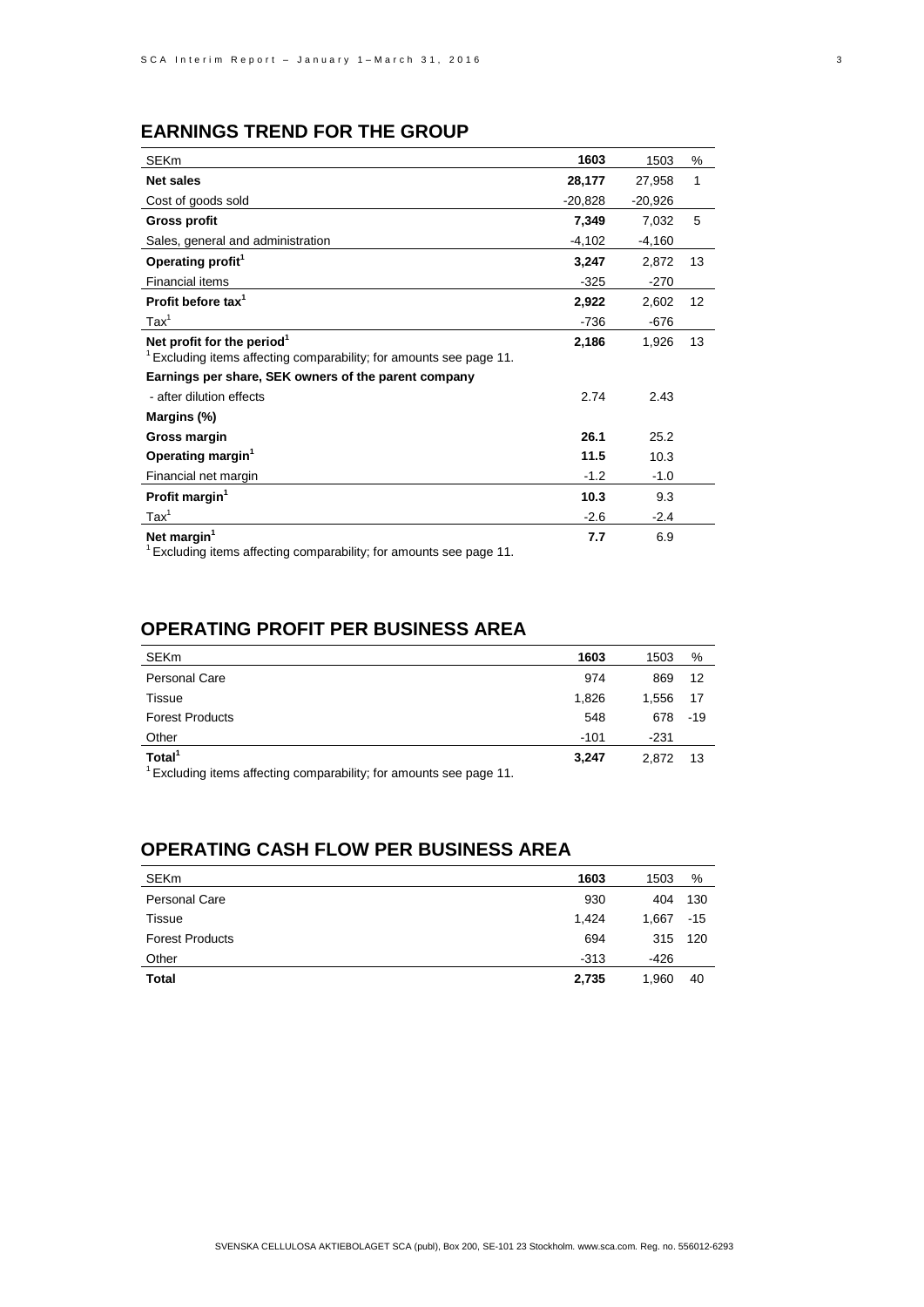## EARNINGS TREND FOR THE GROUP

| SEKm | 1603 | 1503 | % |
|---|---|---|---|
| **Net sales** | **28,177** | 27,958 | 1 |
| Cost of goods sold | -20,828 | -20,926 | |
| **Gross profit** | **7,349** | 7,032 | 5 |
| Sales, general and administration | -4,102 | -4,160 | |
| **Operating profit[1]** | **3,247** | 2,872 | 13 |
| Financial items | -325 | -270 | |
| **Profit before tax[1]** | **2,922** | 2,602 | 12 |
| Tax[1] | -736 | -676 | |
| **Net profit for the period[1]** | **2,186** | 1,926 | 13 |
| [1] Excluding items affecting comparability; for amounts see page 11. | | | |
| **Earnings per share, SEK owners of the parent company** | | | |
| - after dilution effects | 2.74 | 2.43 | |
| **Margins (%)** | | | |
| **Gross margin** | **26.1** | 25.2 | |
| **Operating margin[1]** | **11.5** | 10.3 | |
| Financial net margin | -1.2 | -1.0 | |
| **Profit margin[1]** | **10.3** | 9.3 | |
| Tax[1] | -2.6 | -2.4 | |
| **Net margin[1]** | **7.7** | 6.9 | |

[1] Excluding items affecting comparability; for amounts see page 11.

## OPERATING PROFIT PER BUSINESS AREA

| SEKm | 1603 | 1503 | % |
|---|---|---|---|
| Personal Care | 974 | 869 | 12 |
| Tissue | 1,826 | 1,556 | 17 |
| Forest Products | 548 | 678 | -19 |
| Other | -101 | -231 | |
| **Total[1]** | **3,247** | 2,872 | 13 |

[1] Excluding items affecting comparability; for amounts see page 11.

## OPERATING CASH FLOW PER BUSINESS AREA

| SEKm | 1603 | 1503 | % |
|---|---|---|---|
| Personal Care | 930 | 404 | 130 |
| Tissue | 1,424 | 1,667 | -15 |
| Forest Products | 694 | 315 | 120 |
| Other | -313 | -426 | |
| **Total** | **2,735** | 1,960 | 40 |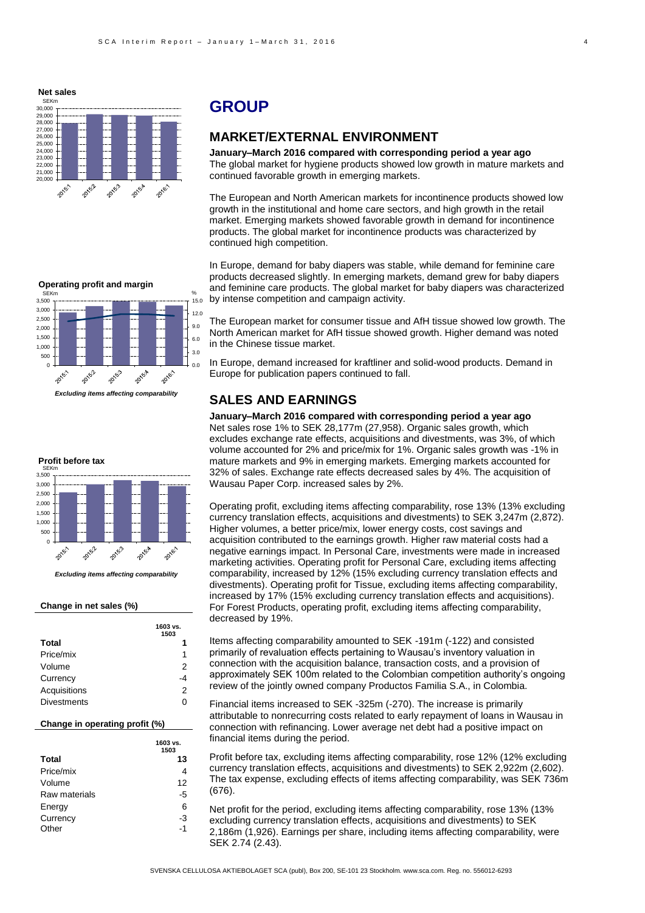**Net sales**

**Operating profit and margin**

*Excluding items affecting comparability*

**Profit before tax**

*Excluding items affecting comparability*

**Change in net sales (%)**

| | 1603 vs. 1503 |
|---|---|
| **Total** | **1** |
| Price/mix | 1 |
| Volume | 2 |
| Currency | -4 |
| Acquisitions | 2 |
| Divestments | 0 |

**Change in operating profit (%)**

| | 1603 vs. 1503 |
|---|---|
| **Total** | **13** |
| Price/mix | 4 |
| Volume | 12 |
| Raw materials | -5 |
| Energy | 6 |
| Currency | -3 |
| Other | -1 |

# GROUP

## MARKET/EXTERNAL ENVIRONMENT

**January–March 2016 compared with corresponding period a year ago**

The global market for hygiene products showed low growth in mature markets and continued favorable growth in emerging markets.

The European and North American markets for incontinence products showed low growth in the institutional and home care sectors, and high growth in the retail market. Emerging markets showed favorable growth in demand for incontinence products. The global market for incontinence products was characterized by continued high competition.

In Europe, demand for baby diapers was stable, while demand for feminine care products decreased slightly. In emerging markets, demand grew for baby diapers and feminine care products. The global market for baby diapers was characterized by intense competition and campaign activity.

The European market for consumer tissue and AfH tissue showed low growth. The North American market for AfH tissue showed growth. Higher demand was noted in the Chinese tissue market.

In Europe, demand increased for kraftliner and solid-wood products. Demand in Europe for publication papers continued to fall.

## SALES AND EARNINGS

**January–March 2016 compared with corresponding period a year ago**

Net sales rose 1% to SEK 28,177m (27,958). Organic sales growth, which excludes exchange rate effects, acquisitions and divestments, was 3%, of which volume accounted for 2% and price/mix for 1%. Organic sales growth was -1% in mature markets and 9% in emerging markets. Emerging markets accounted for 32% of sales. Exchange rate effects decreased sales by 4%. The acquisition of Wausau Paper Corp. increased sales by 2%.

Operating profit, excluding items affecting comparability, rose 13% (13% excluding currency translation effects, acquisitions and divestments) to SEK 3,247m (2,872). Higher volumes, a better price/mix, lower energy costs, cost savings and acquisition contributed to the earnings growth. Higher raw material costs had a negative earnings impact. In Personal Care, investments were made in increased marketing activities. Operating profit for Personal Care, excluding items affecting comparability, increased by 12% (15% excluding currency translation effects and divestments). Operating profit for Tissue, excluding items affecting comparability, increased by 17% (15% excluding currency translation effects and acquisitions). For Forest Products, operating profit, excluding items affecting comparability, decreased by 19%.

Items affecting comparability amounted to SEK -191m (-122) and consisted primarily of revaluation effects pertaining to Wausau's inventory valuation in connection with the acquisition balance, transaction costs, and a provision of approximately SEK 100m related to the Colombian competition authority's ongoing review of the jointly owned company Productos Familia S.A., in Colombia.

Financial items increased to SEK -325m (-270). The increase is primarily attributable to nonrecurring costs related to early repayment of loans in Wausau in connection with refinancing. Lower average net debt had a positive impact on financial items during the period.

Profit before tax, excluding items affecting comparability, rose 12% (12% excluding currency translation effects, acquisitions and divestments) to SEK 2,922m (2,602). The tax expense, excluding effects of items affecting comparability, was SEK 736m (676).

Net profit for the period, excluding items affecting comparability, rose 13% (13% excluding currency translation effects, acquisitions and divestments) to SEK 2,186m (1,926). Earnings per share, including items affecting comparability, were SEK 2.74 (2.43).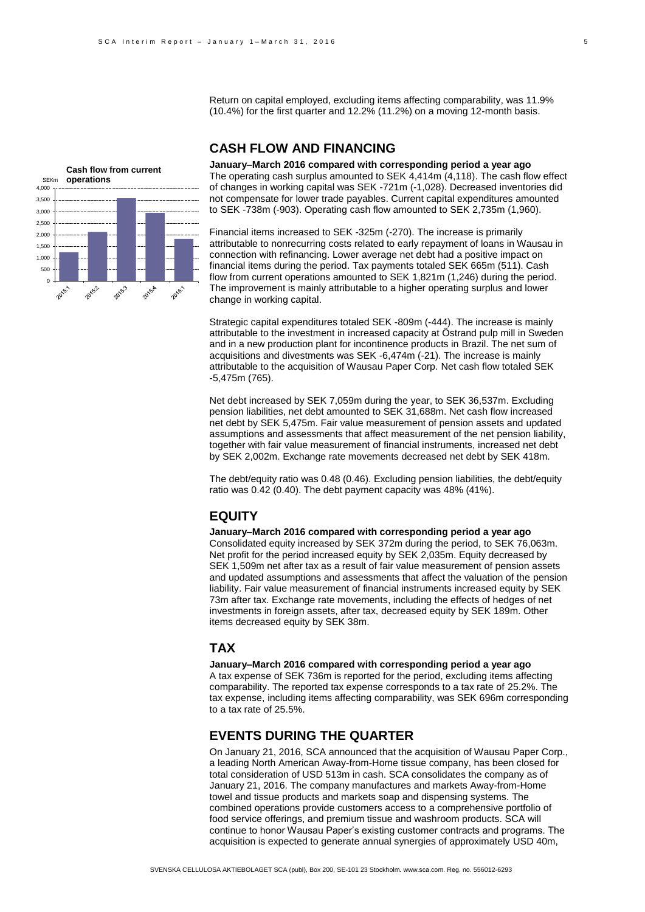Return on capital employed, excluding items affecting comparability, was 11.9% (10.4%) for the first quarter and 12.2% (11.2%) on a moving 12-month basis.

## CASH FLOW AND FINANCING

**January–March 2016 compared with corresponding period a year ago**

The operating cash surplus amounted to SEK 4,414m (4,118). The cash flow effect of changes in working capital was SEK -721m (-1,028). Decreased inventories did not compensate for lower trade payables. Current capital expenditures amounted to SEK -738m (-903). Operating cash flow amounted to SEK 2,735m (1,960).

Financial items increased to SEK -325m (-270). The increase is primarily attributable to nonrecurring costs related to early repayment of loans in Wausau in connection with refinancing. Lower average net debt had a positive impact on financial items during the period. Tax payments totaled SEK 665m (511). Cash flow from current operations amounted to SEK 1,821m (1,246) during the period. The improvement is mainly attributable to a higher operating surplus and lower change in working capital.

Strategic capital expenditures totaled SEK -809m (-444). The increase is mainly attributable to the investment in increased capacity at Östrand pulp mill in Sweden and in a new production plant for incontinence products in Brazil. The net sum of acquisitions and divestments was SEK -6,474m (-21). The increase is mainly attributable to the acquisition of Wausau Paper Corp. Net cash flow totaled SEK -5,475m (765).

Net debt increased by SEK 7,059m during the year, to SEK 36,537m. Excluding pension liabilities, net debt amounted to SEK 31,688m. Net cash flow increased net debt by SEK 5,475m. Fair value measurement of pension assets and updated assumptions and assessments that affect measurement of the net pension liability, together with fair value measurement of financial instruments, increased net debt by SEK 2,002m. Exchange rate movements decreased net debt by SEK 418m.

The debt/equity ratio was 0.48 (0.46). Excluding pension liabilities, the debt/equity ratio was 0.42 (0.40). The debt payment capacity was 48% (41%).

## EQUITY

**January–March 2016 compared with corresponding period a year ago**

Consolidated equity increased by SEK 372m during the period, to SEK 76,063m. Net profit for the period increased equity by SEK 2,035m. Equity decreased by SEK 1,509m net after tax as a result of fair value measurement of pension assets and updated assumptions and assessments that affect the valuation of the pension liability. Fair value measurement of financial instruments increased equity by SEK 73m after tax. Exchange rate movements, including the effects of hedges of net investments in foreign assets, after tax, decreased equity by SEK 189m. Other items decreased equity by SEK 38m.

## TAX

**January–March 2016 compared with corresponding period a year ago**

A tax expense of SEK 736m is reported for the period, excluding items affecting comparability. The reported tax expense corresponds to a tax rate of 25.2%. The tax expense, including items affecting comparability, was SEK 696m corresponding to a tax rate of 25.5%.

## EVENTS DURING THE QUARTER

On January 21, 2016, SCA announced that the acquisition of Wausau Paper Corp., a leading North American Away-from-Home tissue company, has been closed for total consideration of USD 513m in cash. SCA consolidates the company as of January 21, 2016. The company manufactures and markets Away-from-Home towel and tissue products and markets soap and dispensing systems. The combined operations provide customers access to a comprehensive portfolio of food service offerings, and premium tissue and washroom products. SCA will continue to honor Wausau Paper's existing customer contracts and programs. The acquisition is expected to generate annual synergies of approximately USD 40m,

**Cash flow from current operations**

| SEKm | 2015:1 | 2015:2 | 2015:3 | 2015:4 | 2016:1 |
|---|---|---|---|---|---|
| Cash flow from current operations | 1,246 | ~2,150 | ~3,550 | ~2,950 | 1,821 |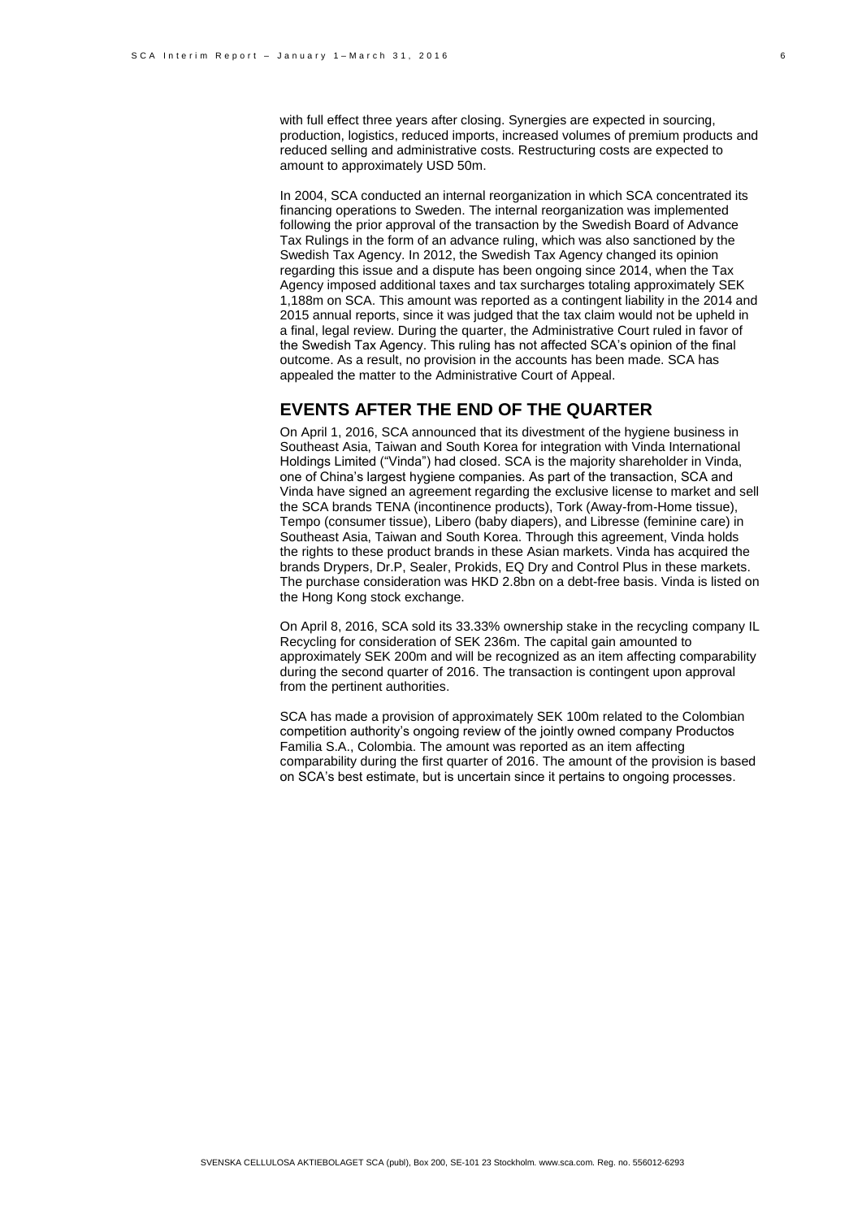with full effect three years after closing. Synergies are expected in sourcing, production, logistics, reduced imports, increased volumes of premium products and reduced selling and administrative costs. Restructuring costs are expected to amount to approximately USD 50m.

In 2004, SCA conducted an internal reorganization in which SCA concentrated its financing operations to Sweden. The internal reorganization was implemented following the prior approval of the transaction by the Swedish Board of Advance Tax Rulings in the form of an advance ruling, which was also sanctioned by the Swedish Tax Agency. In 2012, the Swedish Tax Agency changed its opinion regarding this issue and a dispute has been ongoing since 2014, when the Tax Agency imposed additional taxes and tax surcharges totaling approximately SEK 1,188m on SCA. This amount was reported as a contingent liability in the 2014 and 2015 annual reports, since it was judged that the tax claim would not be upheld in a final, legal review. During the quarter, the Administrative Court ruled in favor of the Swedish Tax Agency. This ruling has not affected SCA's opinion of the final outcome. As a result, no provision in the accounts has been made. SCA has appealed the matter to the Administrative Court of Appeal.

## EVENTS AFTER THE END OF THE QUARTER

On April 1, 2016, SCA announced that its divestment of the hygiene business in Southeast Asia, Taiwan and South Korea for integration with Vinda International Holdings Limited ("Vinda") had closed. SCA is the majority shareholder in Vinda, one of China's largest hygiene companies. As part of the transaction, SCA and Vinda have signed an agreement regarding the exclusive license to market and sell the SCA brands TENA (incontinence products), Tork (Away-from-Home tissue), Tempo (consumer tissue), Libero (baby diapers), and Libresse (feminine care) in Southeast Asia, Taiwan and South Korea. Through this agreement, Vinda holds the rights to these product brands in these Asian markets. Vinda has acquired the brands Drypers, Dr.P, Sealer, Prokids, EQ Dry and Control Plus in these markets. The purchase consideration was HKD 2.8bn on a debt-free basis. Vinda is listed on the Hong Kong stock exchange.

On April 8, 2016, SCA sold its 33.33% ownership stake in the recycling company IL Recycling for consideration of SEK 236m. The capital gain amounted to approximately SEK 200m and will be recognized as an item affecting comparability during the second quarter of 2016. The transaction is contingent upon approval from the pertinent authorities.

SCA has made a provision of approximately SEK 100m related to the Colombian competition authority's ongoing review of the jointly owned company Productos Familia S.A., Colombia. The amount was reported as an item affecting comparability during the first quarter of 2016. The amount of the provision is based on SCA's best estimate, but is uncertain since it pertains to ongoing processes.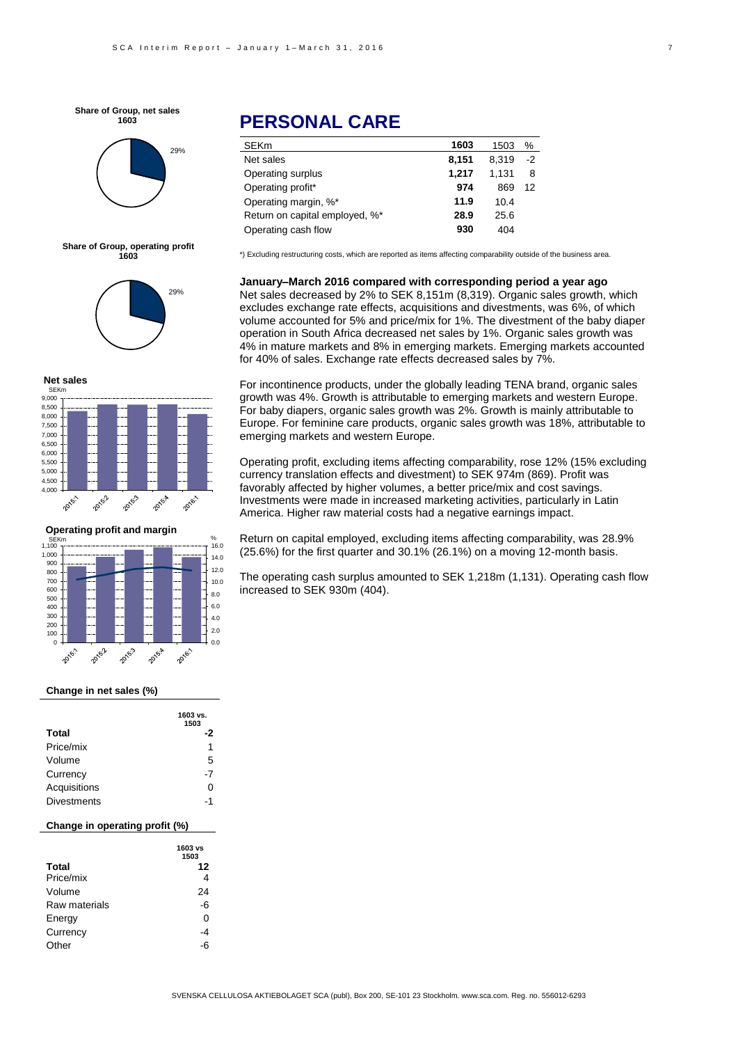# PERSONAL CARE

| SEKm | 1603 | 1503 | % |
|---|---|---|---|
| Net sales | **8,151** | 8,319 | -2 |
| Operating surplus | **1,217** | 1,131 | 8 |
| Operating profit* | **974** | 869 | 12 |
| Operating margin, %* | **11.9** | 10.4 | |
| Return on capital employed, %* | **28.9** | 25.6 | |
| Operating cash flow | **930** | 404 | |

*) Excluding restructuring costs, which are reported as items affecting comparability outside of the business area.

**January–March 2016 compared with corresponding period a year ago**

Net sales decreased by 2% to SEK 8,151m (8,319). Organic sales growth, which excludes exchange rate effects, acquisitions and divestments, was 6%, of which volume accounted for 5% and price/mix for 1%. The divestment of the baby diaper operation in South Africa decreased net sales by 1%. Organic sales growth was 4% in mature markets and 8% in emerging markets. Emerging markets accounted for 40% of sales. Exchange rate effects decreased sales by 7%.

For incontinence products, under the globally leading TENA brand, organic sales growth was 4%. Growth is attributable to emerging markets and western Europe. For baby diapers, organic sales growth was 2%. Growth is mainly attributable to Europe. For feminine care products, organic sales growth was 18%, attributable to emerging markets and western Europe.

Operating profit, excluding items affecting comparability, rose 12% (15% excluding currency translation effects and divestment) to SEK 974m (869). Profit was favorably affected by higher volumes, a better price/mix and cost savings. Investments were made in increased marketing activities, particularly in Latin America. Higher raw material costs had a negative earnings impact.

Return on capital employed, excluding items affecting comparability, was 28.9% (25.6%) for the first quarter and 30.1% (26.1%) on a moving 12-month basis.

The operating cash surplus amounted to SEK 1,218m (1,131). Operating cash flow increased to SEK 930m (404).

**Share of Group, net sales 1603**

29%

**Share of Group, operating profit 1603**

29%

**Net sales**

SEKm

**Operating profit and margin**

SEKm / %

**Change in net sales (%)**

| | 1603 vs. 1503 |
|---|---|
| **Total** | **-2** |
| Price/mix | 1 |
| Volume | 5 |
| Currency | -7 |
| Acquisitions | 0 |
| Divestments | -1 |

**Change in operating profit (%)**

| | 1603 vs 1503 |
|---|---|
| **Total** | **12** |
| Price/mix | 4 |
| Volume | 24 |
| Raw materials | -6 |
| Energy | 0 |
| Currency | -4 |
| Other | -6 |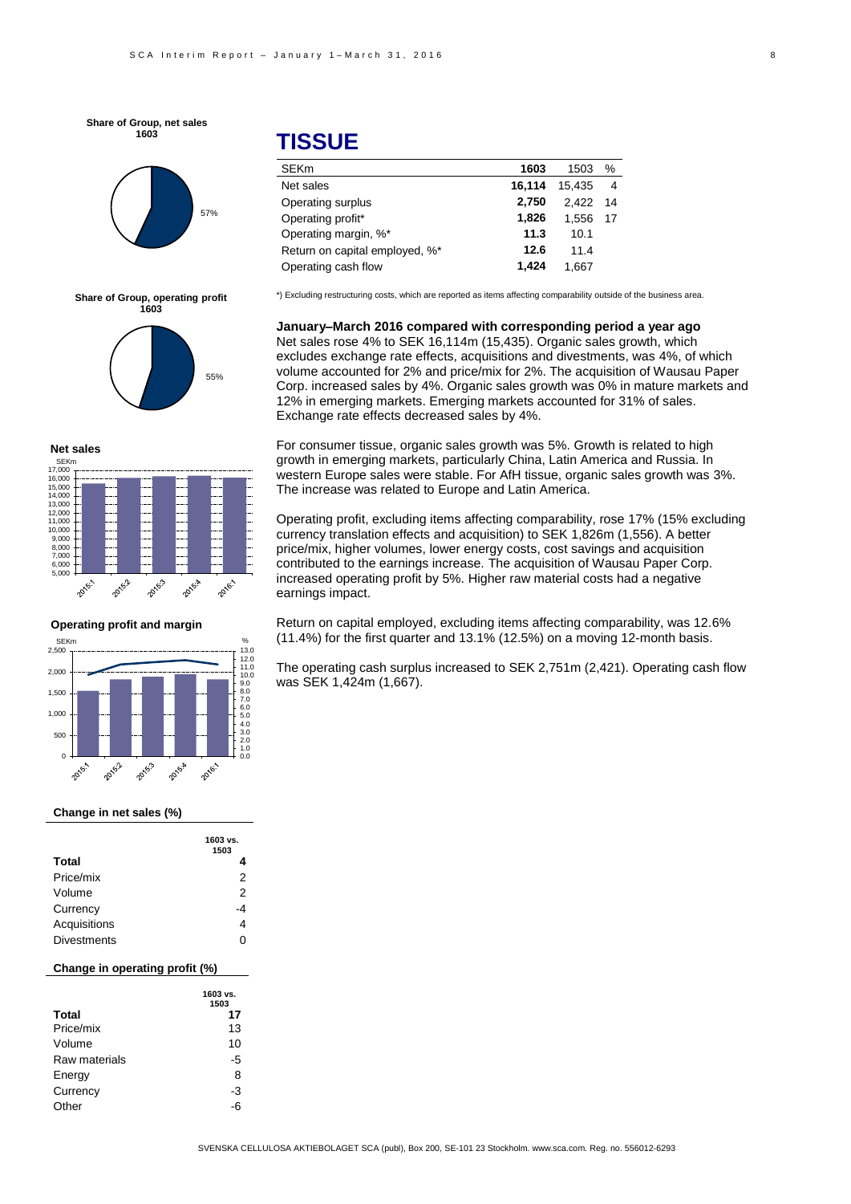# TISSUE

| SEKm | 1603 | 1503 | % |
|---|---|---|---|
| Net sales | **16,114** | 15,435 | 4 |
| Operating surplus | **2,750** | 2,422 | 14 |
| Operating profit* | **1,826** | 1,556 | 17 |
| Operating margin, %* | **11.3** | 10.1 | |
| Return on capital employed, %* | **12.6** | 11.4 | |
| Operating cash flow | **1,424** | 1,667 | |

*) Excluding restructuring costs, which are reported as items affecting comparability outside of the business area.

**January–March 2016 compared with corresponding period a year ago**

Net sales rose 4% to SEK 16,114m (15,435). Organic sales growth, which excludes exchange rate effects, acquisitions and divestments, was 4%, of which volume accounted for 2% and price/mix for 2%. The acquisition of Wausau Paper Corp. increased sales by 4%. Organic sales growth was 0% in mature markets and 12% in emerging markets. Emerging markets accounted for 31% of sales. Exchange rate effects decreased sales by 4%.

For consumer tissue, organic sales growth was 5%. Growth is related to high growth in emerging markets, particularly China, Latin America and Russia. In western Europe sales were stable. For AfH tissue, organic sales growth was 3%. The increase was related to Europe and Latin America.

Operating profit, excluding items affecting comparability, rose 17% (15% excluding currency translation effects and acquisition) to SEK 1,826m (1,556). A better price/mix, higher volumes, lower energy costs, cost savings and acquisition contributed to the earnings increase. The acquisition of Wausau Paper Corp. increased operating profit by 5%. Higher raw material costs had a negative earnings impact.

Return on capital employed, excluding items affecting comparability, was 12.6% (11.4%) for the first quarter and 13.1% (12.5%) on a moving 12-month basis.

The operating cash surplus increased to SEK 2,751m (2,421). Operating cash flow was SEK 1,424m (1,667).

**Share of Group, net sales 1603**

57%

**Share of Group, operating profit 1603**

55%

**Net sales**

**Operating profit and margin**

**Change in net sales (%)**

| | 1603 vs. 1503 |
|---|---|
| **Total** | **4** |
| Price/mix | 2 |
| Volume | 2 |
| Currency | -4 |
| Acquisitions | 4 |
| Divestments | 0 |

**Change in operating profit (%)**

| | 1603 vs. 1503 |
|---|---|
| **Total** | **17** |
| Price/mix | 13 |
| Volume | 10 |
| Raw materials | -5 |
| Energy | 8 |
| Currency | -3 |
| Other | -6 |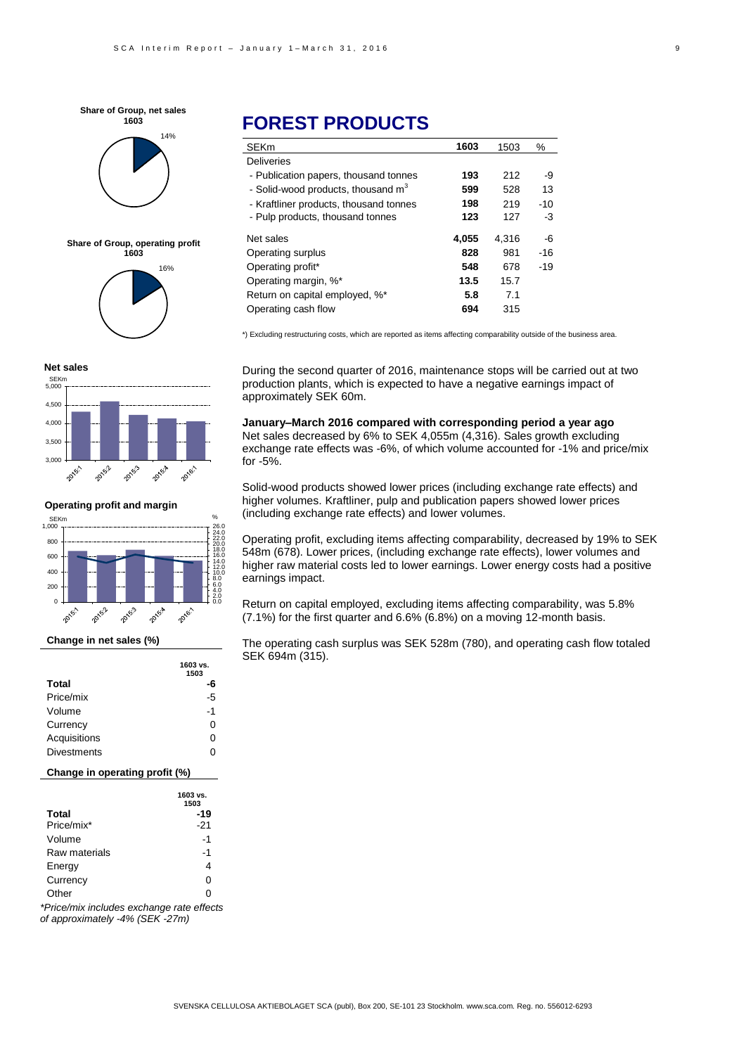# FOREST PRODUCTS

| SEKm | 1603 | 1503 | % |
|---|---|---|---|
| Deliveries | | | |
| - Publication papers, thousand tonnes | **193** | 212 | -9 |
| - Solid-wood products, thousand $m^3$ | **599** | 528 | 13 |
| - Kraftliner products, thousand tonnes | **198** | 219 | -10 |
| - Pulp products, thousand tonnes | **123** | 127 | -3 |
| Net sales | **4,055** | 4,316 | -6 |
| Operating surplus | **828** | 981 | -16 |
| Operating profit* | **548** | 678 | -19 |
| Operating margin, %* | **13.5** | 15.7 | |
| Return on capital employed, %* | **5.8** | 7.1 | |
| Operating cash flow | **694** | 315 | |

*) Excluding restructuring costs, which are reported as items affecting comparability outside of the business area.

**Share of Group, net sales 1603**: 14%

**Share of Group, operating profit 1603**: 16%

During the second quarter of 2016, maintenance stops will be carried out at two production plants, which is expected to have a negative earnings impact of approximately SEK 60m.

**January–March 2016 compared with corresponding period a year ago**

Net sales decreased by 6% to SEK 4,055m (4,316). Sales growth excluding exchange rate effects was -6%, of which volume accounted for -1% and price/mix for -5%.

Solid-wood products showed lower prices (including exchange rate effects) and higher volumes. Kraftliner, pulp and publication papers showed lower prices (including exchange rate effects) and lower volumes.

Operating profit, excluding items affecting comparability, decreased by 19% to SEK 548m (678). Lower prices, (including exchange rate effects), lower volumes and higher raw material costs led to lower earnings. Lower energy costs had a positive earnings impact.

Return on capital employed, excluding items affecting comparability, was 5.8% (7.1%) for the first quarter and 6.6% (6.8%) on a moving 12-month basis.

The operating cash surplus was SEK 528m (780), and operating cash flow totaled SEK 694m (315).

**Net sales**

**Operating profit and margin**

**Change in net sales (%)**

| | 1603 vs. 1503 |
|---|---|
| **Total** | **-6** |
| Price/mix | -5 |
| Volume | -1 |
| Currency | 0 |
| Acquisitions | 0 |
| Divestments | 0 |

**Change in operating profit (%)**

| | 1603 vs. 1503 |
|---|---|
| **Total** | **-19** |
| Price/mix* | -21 |
| Volume | -1 |
| Raw materials | -1 |
| Energy | 4 |
| Currency | 0 |
| Other | 0 |

*\*Price/mix includes exchange rate effects of approximately -4% (SEK -27m)*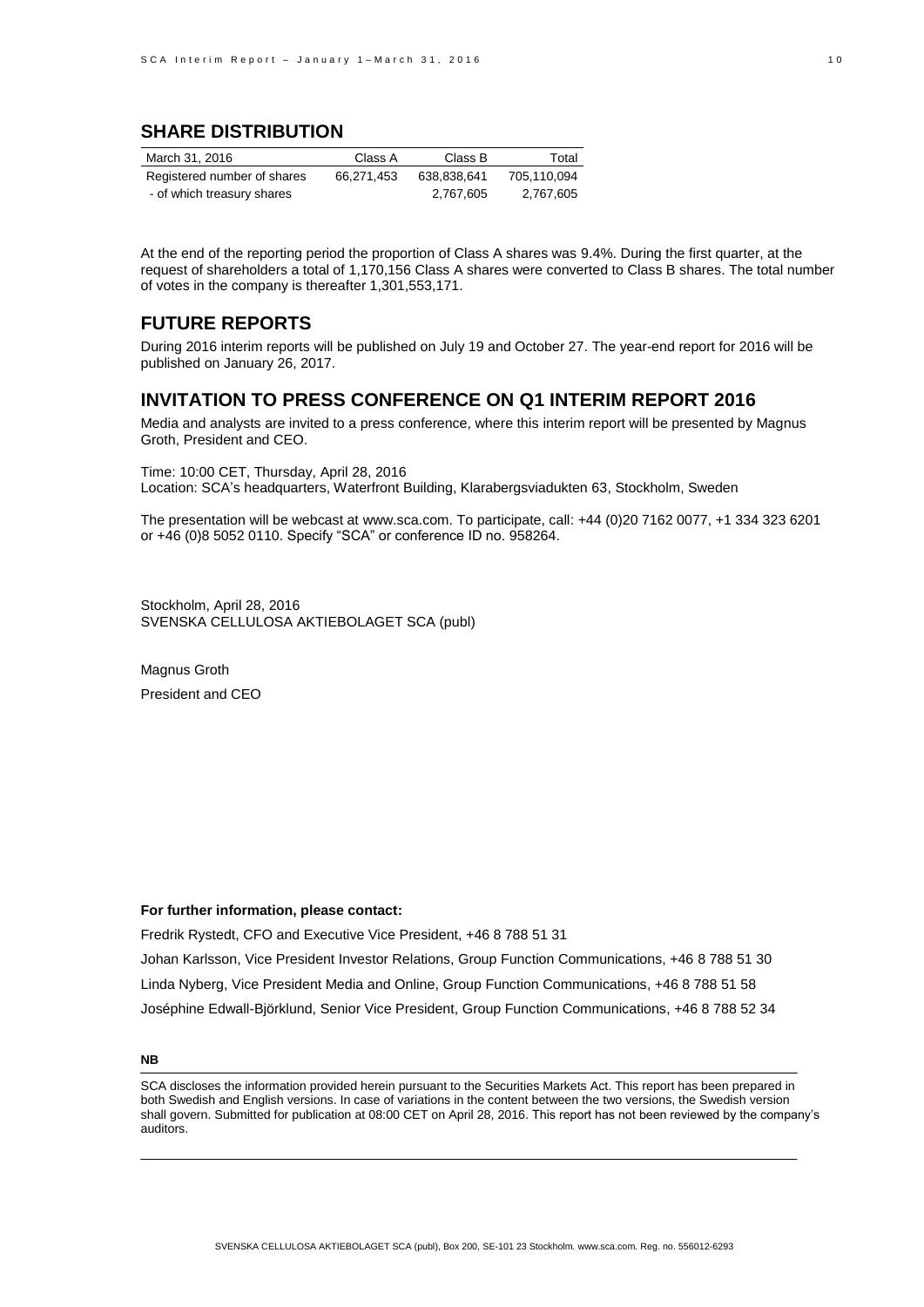## SHARE DISTRIBUTION

| March 31, 2016 | Class A | Class B | Total |
|---|---|---|---|
| Registered number of shares | 66,271,453 | 638,838,641 | 705,110,094 |
| - of which treasury shares | | 2,767,605 | 2,767,605 |

At the end of the reporting period the proportion of Class A shares was 9.4%. During the first quarter, at the request of shareholders a total of 1,170,156 Class A shares were converted to Class B shares. The total number of votes in the company is thereafter 1,301,553,171.

## FUTURE REPORTS

During 2016 interim reports will be published on July 19 and October 27. The year-end report for 2016 will be published on January 26, 2017.

## INVITATION TO PRESS CONFERENCE ON Q1 INTERIM REPORT 2016

Media and analysts are invited to a press conference, where this interim report will be presented by Magnus Groth, President and CEO.

Time: 10:00 CET, Thursday, April 28, 2016
Location: SCA's headquarters, Waterfront Building, Klarabergsviadukten 63, Stockholm, Sweden

The presentation will be webcast at www.sca.com. To participate, call: +44 (0)20 7162 0077, +1 334 323 6201 or +46 (0)8 5052 0110. Specify "SCA" or conference ID no. 958264.

Stockholm, April 28, 2016
SVENSKA CELLULOSA AKTIEBOLAGET SCA (publ)

Magnus Groth
President and CEO

**For further information, please contact:**

Fredrik Rystedt, CFO and Executive Vice President, +46 8 788 51 31

Johan Karlsson, Vice President Investor Relations, Group Function Communications, +46 8 788 51 30

Linda Nyberg, Vice President Media and Online, Group Function Communications, +46 8 788 51 58

Joséphine Edwall-Björklund, Senior Vice President, Group Function Communications, +46 8 788 52 34

**NB**

SCA discloses the information provided herein pursuant to the Securities Markets Act. This report has been prepared in both Swedish and English versions. In case of variations in the content between the two versions, the Swedish version shall govern. Submitted for publication at 08:00 CET on April 28, 2016. This report has not been reviewed by the company's auditors.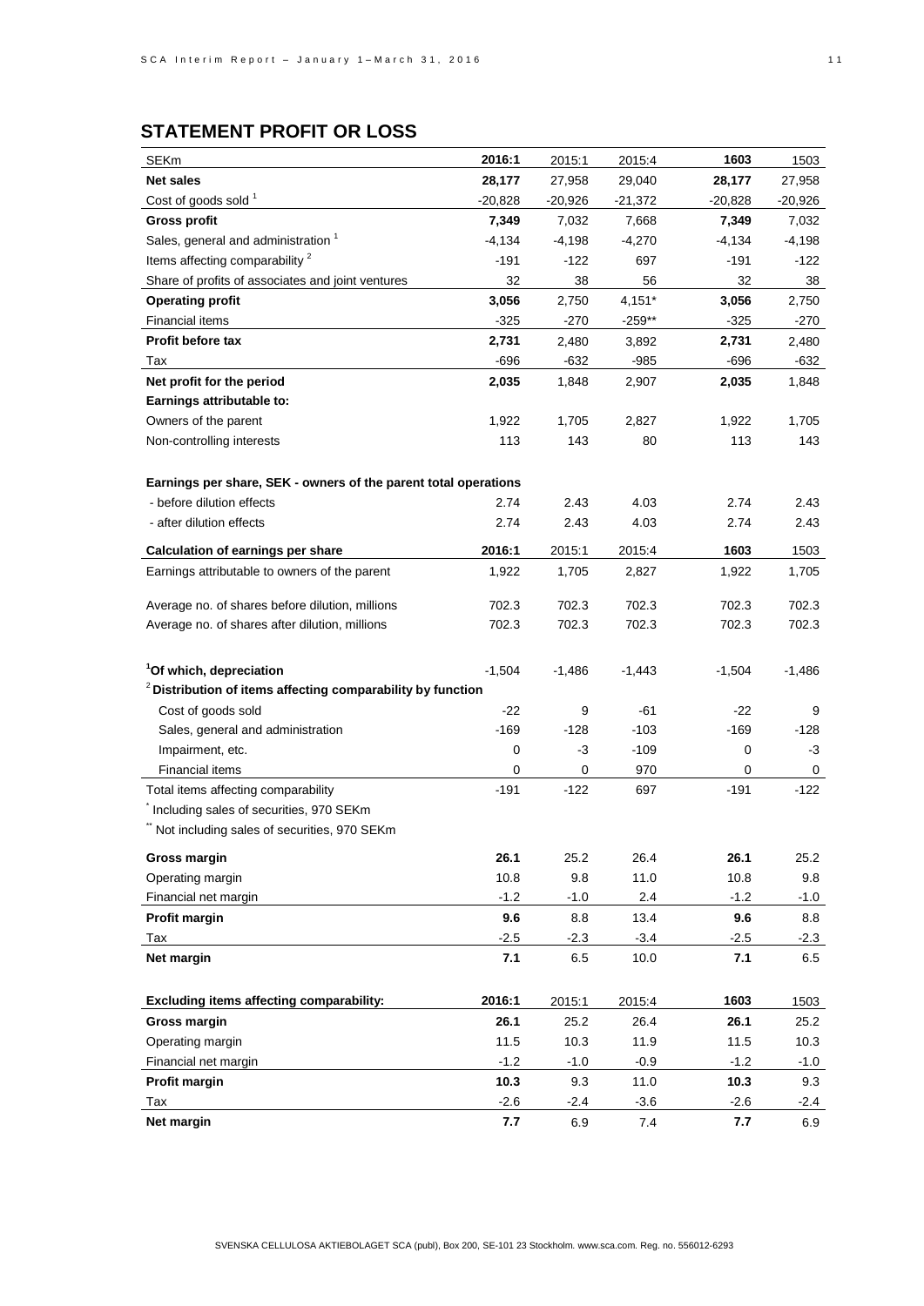## STATEMENT PROFIT OR LOSS

| SEKm | 2016:1 | 2015:1 | 2015:4 | 1603 | 1503 |
|---|---|---|---|---|---|
| **Net sales** | **28,177** | 27,958 | 29,040 | **28,177** | 27,958 |
| Cost of goods sold [1] | -20,828 | -20,926 | -21,372 | -20,828 | -20,926 |
| **Gross profit** | **7,349** | 7,032 | 7,668 | **7,349** | 7,032 |
| Sales, general and administration [1] | -4,134 | -4,198 | -4,270 | -4,134 | -4,198 |
| Items affecting comparability [2] | -191 | -122 | 697 | -191 | -122 |
| Share of profits of associates and joint ventures | 32 | 38 | 56 | 32 | 38 |
| **Operating profit** | **3,056** | 2,750 | 4,151* | **3,056** | 2,750 |
| Financial items | -325 | -270 | -259** | -325 | -270 |
| **Profit before tax** | **2,731** | 2,480 | 3,892 | **2,731** | 2,480 |
| Tax | -696 | -632 | -985 | -696 | -632 |
| **Net profit for the period** | **2,035** | 1,848 | 2,907 | **2,035** | 1,848 |
| **Earnings attributable to:** | | | | | |
| Owners of the parent | 1,922 | 1,705 | 2,827 | 1,922 | 1,705 |
| Non-controlling interests | 113 | 143 | 80 | 113 | 143 |
| | | | | | |
| **Earnings per share, SEK - owners of the parent total operations** | | | | | |
| - before dilution effects | 2.74 | 2.43 | 4.03 | 2.74 | 2.43 |
| - after dilution effects | 2.74 | 2.43 | 4.03 | 2.74 | 2.43 |
| | | | | | |
| **Calculation of earnings per share** | **2016:1** | 2015:1 | 2015:4 | **1603** | 1503 |
| Earnings attributable to owners of the parent | 1,922 | 1,705 | 2,827 | 1,922 | 1,705 |
| Average no. of shares before dilution, millions | 702.3 | 702.3 | 702.3 | 702.3 | 702.3 |
| Average no. of shares after dilution, millions | 702.3 | 702.3 | 702.3 | 702.3 | 702.3 |
| | | | | | |
| **[1] Of which, depreciation** | -1,504 | -1,486 | -1,443 | -1,504 | -1,486 |
| **[2] Distribution of items affecting comparability by function** | | | | | |
| Cost of goods sold | -22 | 9 | -61 | -22 | 9 |
| Sales, general and administration | -169 | -128 | -103 | -169 | -128 |
| Impairment, etc. | 0 | -3 | -109 | 0 | -3 |
| Financial items | 0 | 0 | 970 | 0 | 0 |
| Total items affecting comparability | -191 | -122 | 697 | -191 | -122 |

\* Including sales of securities, 970 SEKm

\*\* Not including sales of securities, 970 SEKm

| | 2016:1 | 2015:1 | 2015:4 | 1603 | 1503 |
|---|---|---|---|---|---|
| **Gross margin** | **26.1** | 25.2 | 26.4 | **26.1** | 25.2 |
| Operating margin | 10.8 | 9.8 | 11.0 | 10.8 | 9.8 |
| Financial net margin | -1.2 | -1.0 | 2.4 | -1.2 | -1.0 |
| **Profit margin** | **9.6** | 8.8 | 13.4 | **9.6** | 8.8 |
| Tax | -2.5 | -2.3 | -3.4 | -2.5 | -2.3 |
| **Net margin** | **7.1** | 6.5 | 10.0 | **7.1** | 6.5 |

| **Excluding items affecting comparability:** | **2016:1** | 2015:1 | 2015:4 | **1603** | 1503 |
|---|---|---|---|---|---|
| **Gross margin** | **26.1** | 25.2 | 26.4 | **26.1** | 25.2 |
| Operating margin | 11.5 | 10.3 | 11.9 | 11.5 | 10.3 |
| Financial net margin | -1.2 | -1.0 | -0.9 | -1.2 | -1.0 |
| **Profit margin** | **10.3** | 9.3 | 11.0 | **10.3** | 9.3 |
| Tax | -2.6 | -2.4 | -3.6 | -2.6 | -2.4 |
| **Net margin** | **7.7** | 6.9 | 7.4 | **7.7** | 6.9 |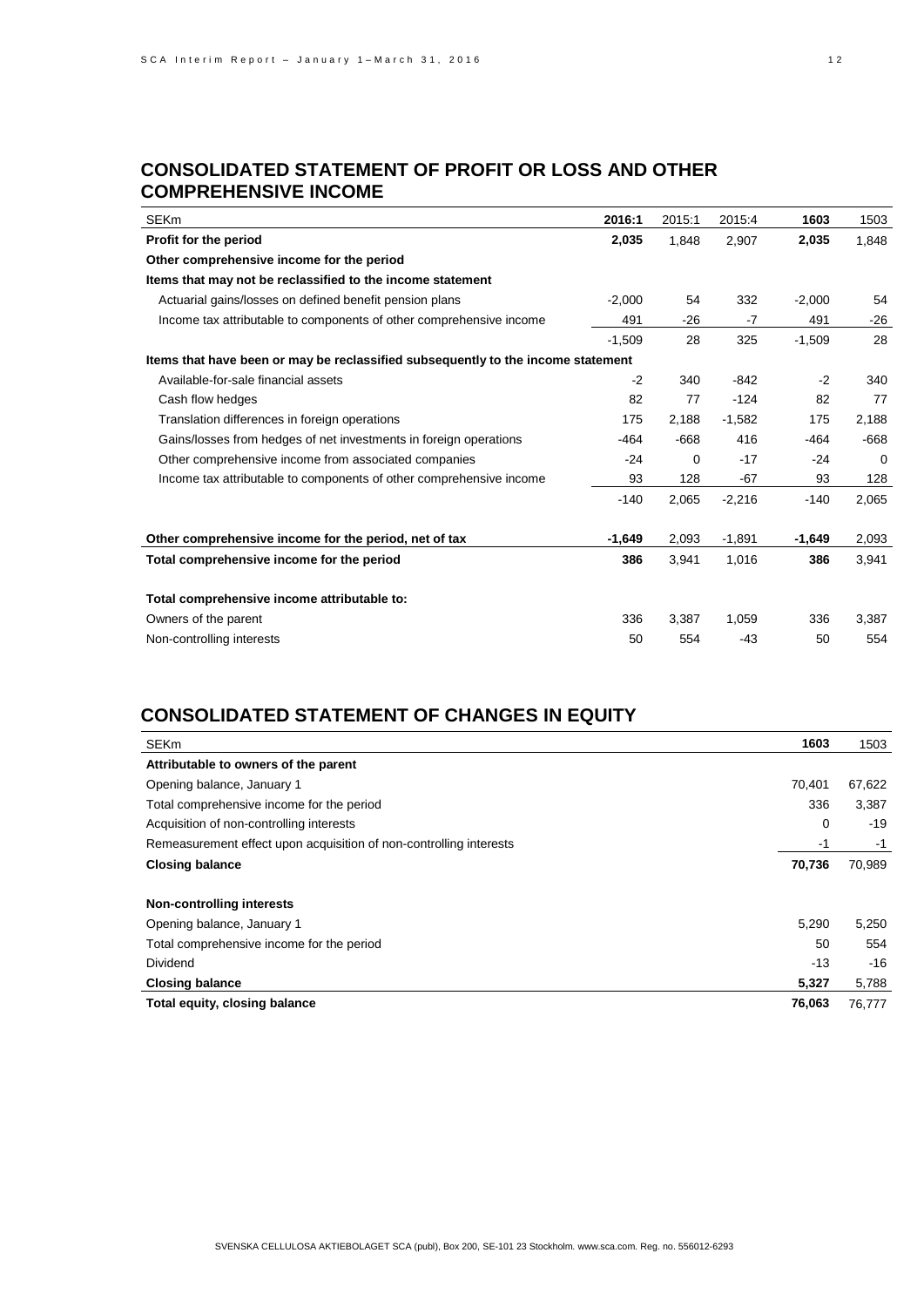## CONSOLIDATED STATEMENT OF PROFIT OR LOSS AND OTHER COMPREHENSIVE INCOME

| SEKm | 2016:1 | 2015:1 | 2015:4 | 1603 | 1503 |
|---|---|---|---|---|---|
| **Profit for the period** | **2,035** | 1,848 | 2,907 | **2,035** | 1,848 |
| **Other comprehensive income for the period** | | | | | |
| **Items that may not be reclassified to the income statement** | | | | | |
| Actuarial gains/losses on defined benefit pension plans | -2,000 | 54 | 332 | -2,000 | 54 |
| Income tax attributable to components of other comprehensive income | 491 | -26 | -7 | 491 | -26 |
| | -1,509 | 28 | 325 | -1,509 | 28 |
| **Items that have been or may be reclassified subsequently to the income statement** | | | | | |
| Available-for-sale financial assets | -2 | 340 | -842 | -2 | 340 |
| Cash flow hedges | 82 | 77 | -124 | 82 | 77 |
| Translation differences in foreign operations | 175 | 2,188 | -1,582 | 175 | 2,188 |
| Gains/losses from hedges of net investments in foreign operations | -464 | -668 | 416 | -464 | -668 |
| Other comprehensive income from associated companies | -24 | 0 | -17 | -24 | 0 |
| Income tax attributable to components of other comprehensive income | 93 | 128 | -67 | 93 | 128 |
| | -140 | 2,065 | -2,216 | -140 | 2,065 |
| **Other comprehensive income for the period, net of tax** | **-1,649** | 2,093 | -1,891 | **-1,649** | 2,093 |
| **Total comprehensive income for the period** | **386** | 3,941 | 1,016 | **386** | 3,941 |
| **Total comprehensive income attributable to:** | | | | | |
| Owners of the parent | 336 | 3,387 | 1,059 | 336 | 3,387 |
| Non-controlling interests | 50 | 554 | -43 | 50 | 554 |

## CONSOLIDATED STATEMENT OF CHANGES IN EQUITY

| SEKm | 1603 | 1503 |
|---|---|---|
| **Attributable to owners of the parent** | | |
| Opening balance, January 1 | 70,401 | 67,622 |
| Total comprehensive income for the period | 336 | 3,387 |
| Acquisition of non-controlling interests | 0 | -19 |
| Remeasurement effect upon acquisition of non-controlling interests | -1 | -1 |
| **Closing balance** | **70,736** | 70,989 |
| **Non-controlling interests** | | |
| Opening balance, January 1 | 5,290 | 5,250 |
| Total comprehensive income for the period | 50 | 554 |
| Dividend | -13 | -16 |
| **Closing balance** | **5,327** | 5,788 |
| **Total equity, closing balance** | **76,063** | 76,777 |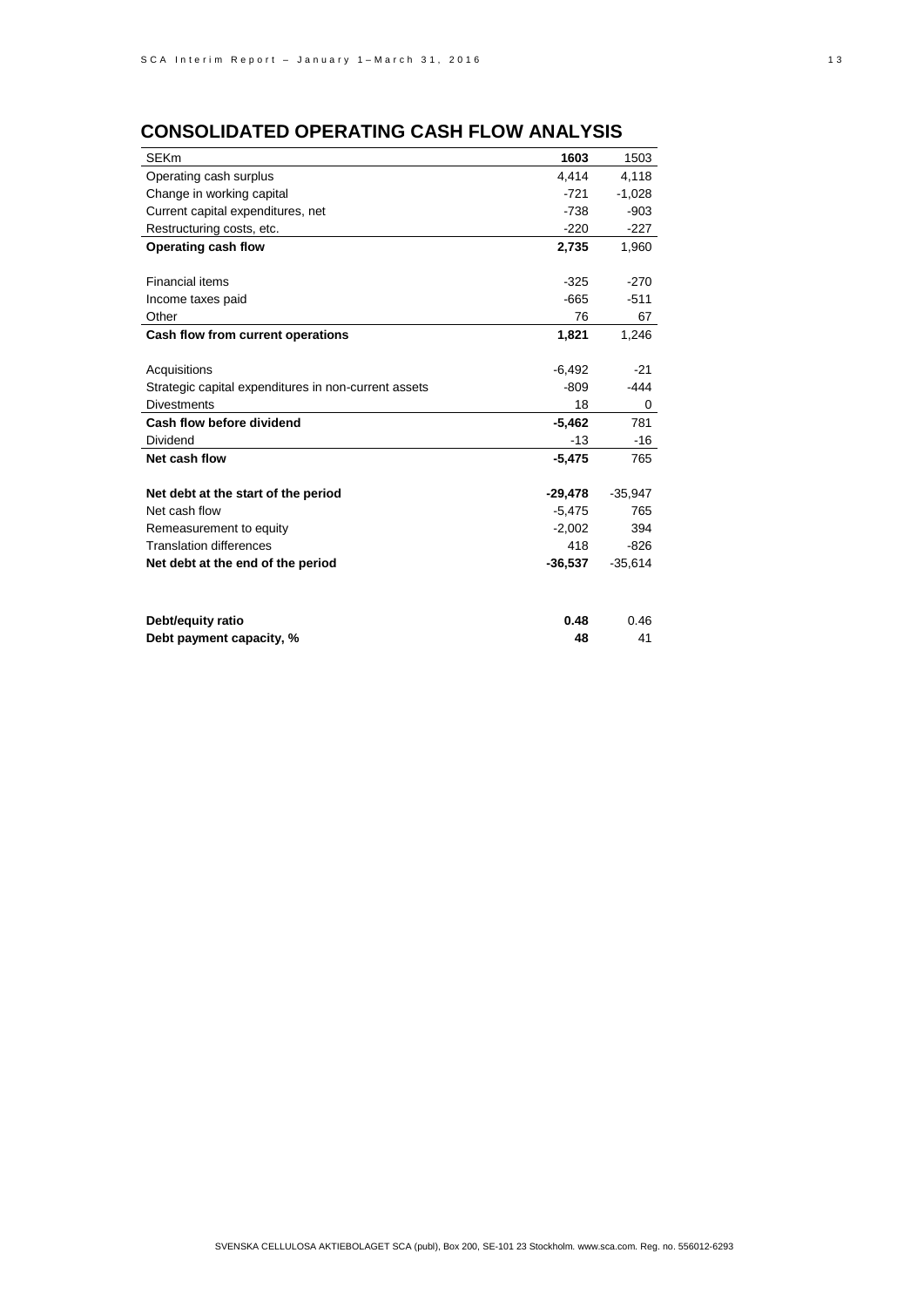## CONSOLIDATED OPERATING CASH FLOW ANALYSIS

| SEKm | 1603 | 1503 |
|---|---|---|
| Operating cash surplus | 4,414 | 4,118 |
| Change in working capital | -721 | -1,028 |
| Current capital expenditures, net | -738 | -903 |
| Restructuring costs, etc. | -220 | -227 |
| **Operating cash flow** | **2,735** | 1,960 |
| | | |
| Financial items | -325 | -270 |
| Income taxes paid | -665 | -511 |
| Other | 76 | 67 |
| **Cash flow from current operations** | **1,821** | 1,246 |
| | | |
| Acquisitions | -6,492 | -21 |
| Strategic capital expenditures in non-current assets | -809 | -444 |
| Divestments | 18 | 0 |
| **Cash flow before dividend** | **-5,462** | 781 |
| Dividend | -13 | -16 |
| **Net cash flow** | **-5,475** | 765 |
| | | |
| **Net debt at the start of the period** | **-29,478** | -35,947 |
| Net cash flow | -5,475 | 765 |
| Remeasurement to equity | -2,002 | 394 |
| Translation differences | 418 | -826 |
| **Net debt at the end of the period** | **-36,537** | -35,614 |
| | | |
| **Debt/equity ratio** | **0.48** | 0.46 |
| **Debt payment capacity, %** | **48** | 41 |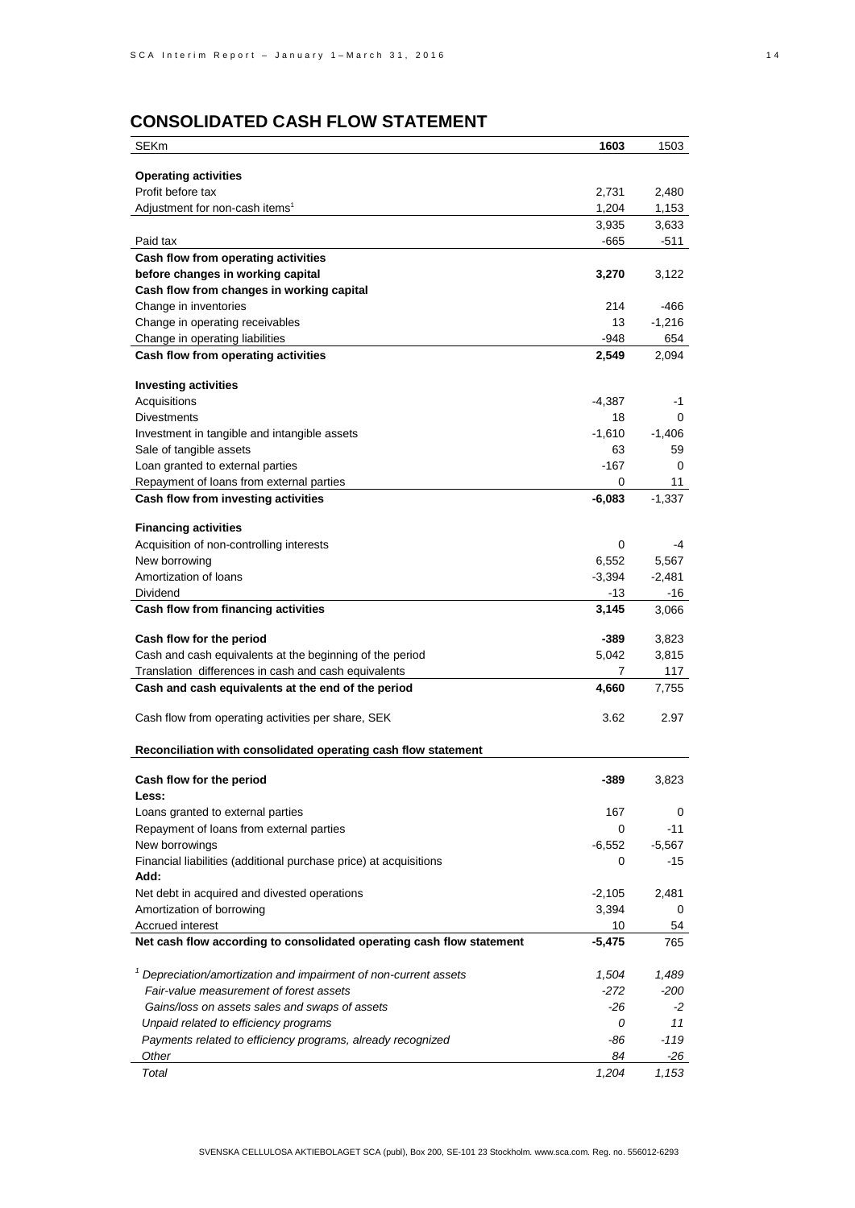## CONSOLIDATED CASH FLOW STATEMENT

| SEKm | **1603** | 1503 |
|---|---|---|
| **Operating activities** | | |
| Profit before tax | 2,731 | 2,480 |
| Adjustment for non-cash items[1] | 1,204 | 1,153 |
| | 3,935 | 3,633 |
| Paid tax | -665 | -511 |
| **Cash flow from operating activities before changes in working capital** | **3,270** | 3,122 |
| **Cash flow from changes in working capital** | | |
| Change in inventories | 214 | -466 |
| Change in operating receivables | 13 | -1,216 |
| Change in operating liabilities | -948 | 654 |
| **Cash flow from operating activities** | **2,549** | 2,094 |
| | | |
| **Investing activities** | | |
| Acquisitions | -4,387 | -1 |
| Divestments | 18 | 0 |
| Investment in tangible and intangible assets | -1,610 | -1,406 |
| Sale of tangible assets | 63 | 59 |
| Loan granted to external parties | -167 | 0 |
| Repayment of loans from external parties | 0 | 11 |
| **Cash flow from investing activities** | **-6,083** | -1,337 |
| | | |
| **Financing activities** | | |
| Acquisition of non-controlling interests | 0 | -4 |
| New borrowing | 6,552 | 5,567 |
| Amortization of loans | -3,394 | -2,481 |
| Dividend | -13 | -16 |
| **Cash flow from financing activities** | **3,145** | 3,066 |
| | | |
| **Cash flow for the period** | **-389** | 3,823 |
| Cash and cash equivalents at the beginning of the period | 5,042 | 3,815 |
| Translation differences in cash and cash equivalents | 7 | 117 |
| **Cash and cash equivalents at the end of the period** | **4,660** | 7,755 |
| | | |
| Cash flow from operating activities per share, SEK | 3.62 | 2.97 |

**Reconciliation with consolidated operating cash flow statement**

| | | |
|---|---|---|
| **Cash flow for the period** | **-389** | 3,823 |
| **Less:** | | |
| Loans granted to external parties | 167 | 0 |
| Repayment of loans from external parties | 0 | -11 |
| New borrowings | -6,552 | -5,567 |
| Financial liabilities (additional purchase price) at acquisitions | 0 | -15 |
| **Add:** | | |
| Net debt in acquired and divested operations | -2,105 | 2,481 |
| Amortization of borrowing | 3,394 | 0 |
| Accrued interest | 10 | 54 |
| **Net cash flow according to consolidated operating cash flow statement** | **-5,475** | 765 |

| | | |
|---|---|---|
| *[1] Depreciation/amortization and impairment of non-current assets* | *1,504* | *1,489* |
| *Fair-value measurement of forest assets* | *-272* | *-200* |
| *Gains/loss on assets sales and swaps of assets* | *-26* | *-2* |
| *Unpaid related to efficiency programs* | *0* | *11* |
| *Payments related to efficiency programs, already recognized* | *-86* | *-119* |
| *Other* | *84* | *-26* |
| *Total* | *1,204* | *1,153* |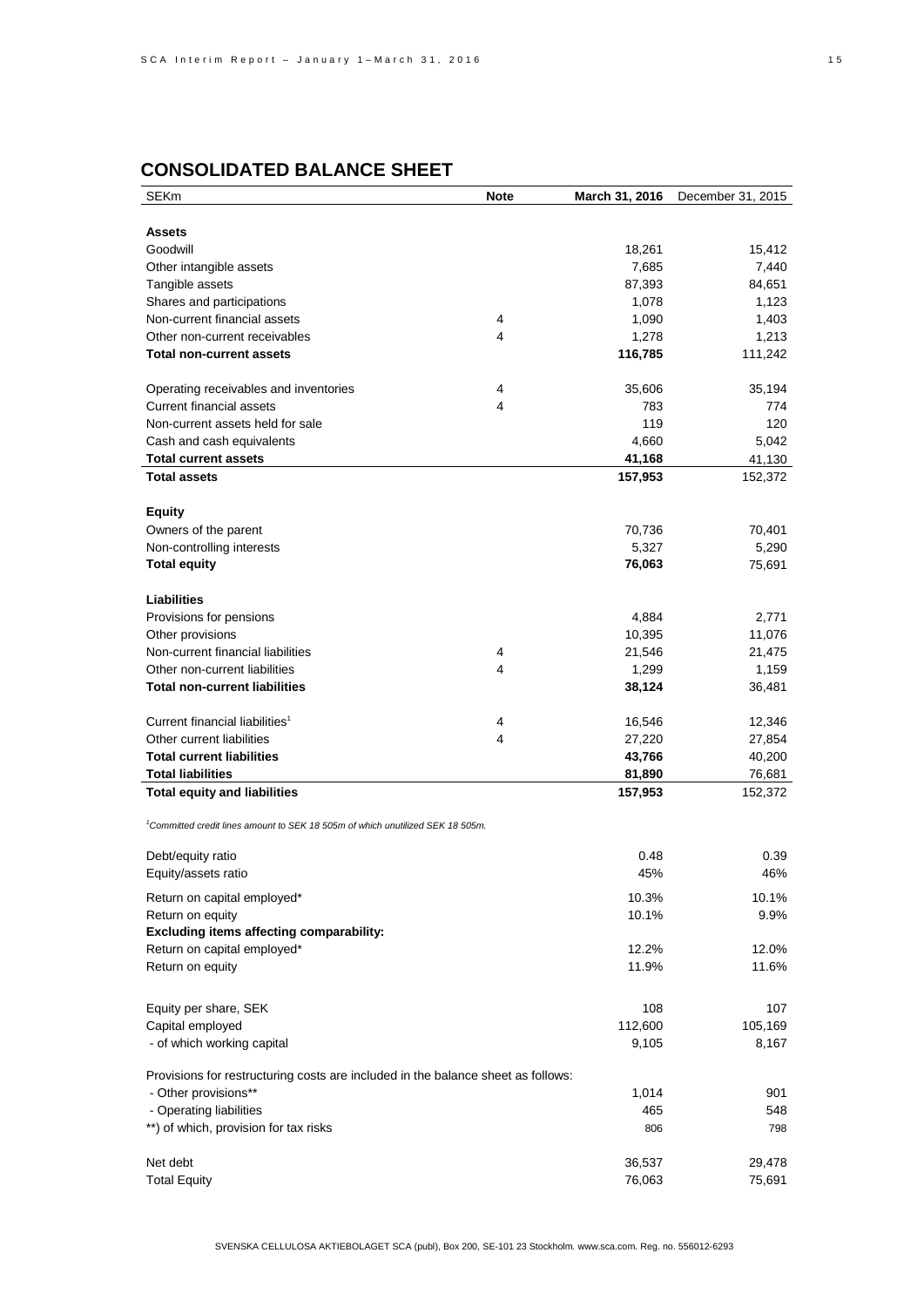## CONSOLIDATED BALANCE SHEET

| SEKm | Note | March 31, 2016 | December 31, 2015 |
|---|---|---|---|
| **Assets** | | | |
| Goodwill | | 18,261 | 15,412 |
| Other intangible assets | | 7,685 | 7,440 |
| Tangible assets | | 87,393 | 84,651 |
| Shares and participations | | 1,078 | 1,123 |
| Non-current financial assets | 4 | 1,090 | 1,403 |
| Other non-current receivables | 4 | 1,278 | 1,213 |
| **Total non-current assets** | | **116,785** | 111,242 |
| Operating receivables and inventories | 4 | 35,606 | 35,194 |
| Current financial assets | 4 | 783 | 774 |
| Non-current assets held for sale | | 119 | 120 |
| Cash and cash equivalents | | 4,660 | 5,042 |
| **Total current assets** | | **41,168** | 41,130 |
| **Total assets** | | **157,953** | 152,372 |
| **Equity** | | | |
| Owners of the parent | | 70,736 | 70,401 |
| Non-controlling interests | | 5,327 | 5,290 |
| **Total equity** | | **76,063** | 75,691 |
| **Liabilities** | | | |
| Provisions for pensions | | 4,884 | 2,771 |
| Other provisions | | 10,395 | 11,076 |
| Non-current financial liabilities | 4 | 21,546 | 21,475 |
| Other non-current liabilities | 4 | 1,299 | 1,159 |
| **Total non-current liabilities** | | **38,124** | 36,481 |
| Current financial liabilities[1] | 4 | 16,546 | 12,346 |
| Other current liabilities | 4 | 27,220 | 27,854 |
| **Total current liabilities** | | **43,766** | 40,200 |
| **Total liabilities** | | **81,890** | 76,681 |
| **Total equity and liabilities** | | **157,953** | 152,372 |

*[1]Committed credit lines amount to SEK 18 505m of which unutilized SEK 18 505m.*

| | | | |
|---|---|---|---|
| Debt/equity ratio | | 0.48 | 0.39 |
| Equity/assets ratio | | 45% | 46% |
| Return on capital employed* | | 10.3% | 10.1% |
| Return on equity | | 10.1% | 9.9% |
| **Excluding items affecting comparability:** | | | |
| Return on capital employed* | | 12.2% | 12.0% |
| Return on equity | | 11.9% | 11.6% |
| Equity per share, SEK | | 108 | 107 |
| Capital employed | | 112,600 | 105,169 |
| - of which working capital | | 9,105 | 8,167 |
| Provisions for restructuring costs are included in the balance sheet as follows: | | | |
| - Other provisions** | | 1,014 | 901 |
| - Operating liabilities | | 465 | 548 |
| **) of which, provision for tax risks | | 806 | 798 |
| Net debt | | 36,537 | 29,478 |
| Total Equity | | 76,063 | 75,691 |

SVENSKA CELLULOSA AKTIEBOLAGET SCA (publ), Box 200, SE-101 23 Stockholm. www.sca.com. Reg. no. 556012-6293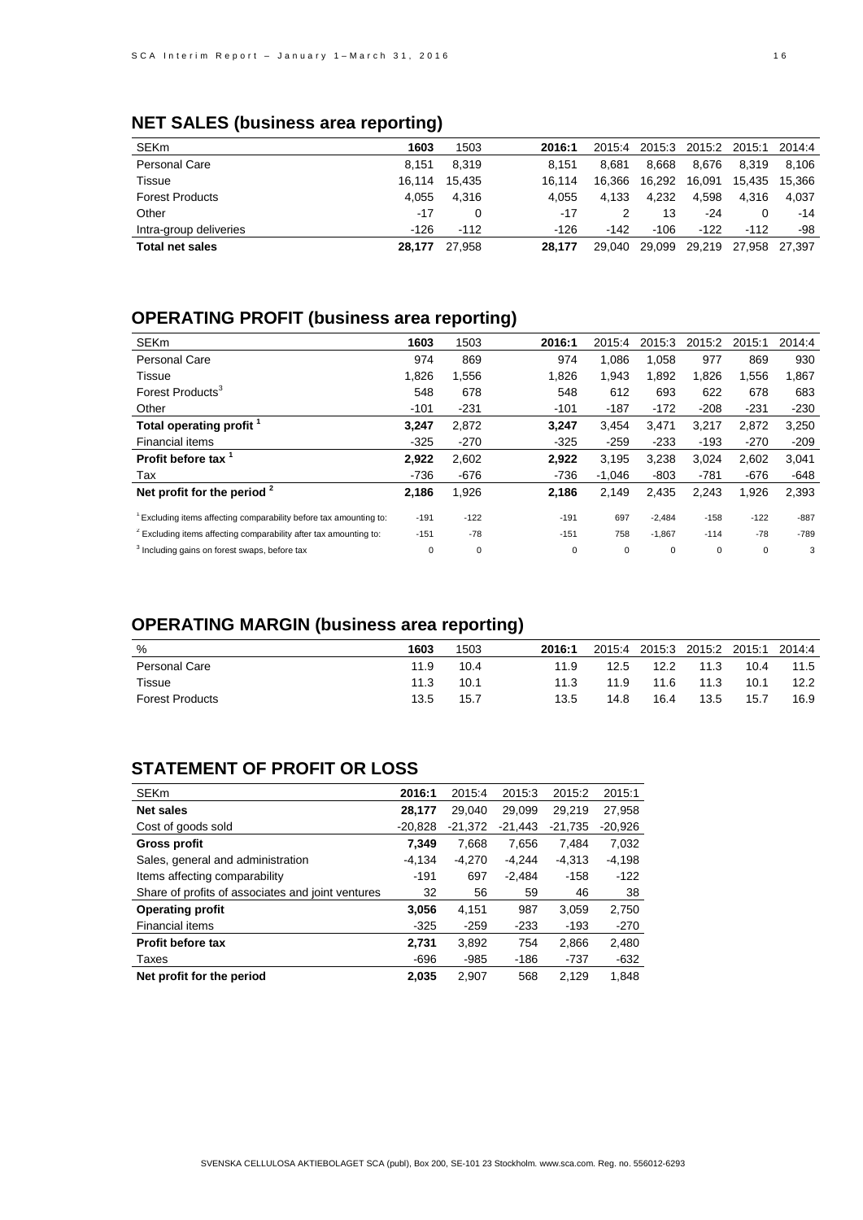## NET SALES (business area reporting)

| SEKm | 1603 | 1503 | 2016:1 | 2015:4 | 2015:3 | 2015:2 | 2015:1 | 2014:4 |
|---|---|---|---|---|---|---|---|---|
| Personal Care | 8,151 | 8,319 | 8,151 | 8,681 | 8,668 | 8,676 | 8,319 | 8,106 |
| Tissue | 16,114 | 15,435 | 16,114 | 16,366 | 16,292 | 16,091 | 15,435 | 15,366 |
| Forest Products | 4,055 | 4,316 | 4,055 | 4,133 | 4,232 | 4,598 | 4,316 | 4,037 |
| Other | -17 | 0 | -17 | 2 | 13 | -24 | 0 | -14 |
| Intra-group deliveries | -126 | -112 | -126 | -142 | -106 | -122 | -112 | -98 |
| **Total net sales** | **28,177** | 27,958 | **28,177** | 29,040 | 29,099 | 29,219 | 27,958 | 27,397 |

## OPERATING PROFIT (business area reporting)

| SEKm | 1603 | 1503 | 2016:1 | 2015:4 | 2015:3 | 2015:2 | 2015:1 | 2014:4 |
|---|---|---|---|---|---|---|---|---|
| Personal Care | 974 | 869 | 974 | 1,086 | 1,058 | 977 | 869 | 930 |
| Tissue | 1,826 | 1,556 | 1,826 | 1,943 | 1,892 | 1,826 | 1,556 | 1,867 |
| Forest Products[3] | 548 | 678 | 548 | 612 | 693 | 622 | 678 | 683 |
| Other | -101 | -231 | -101 | -187 | -172 | -208 | -231 | -230 |
| **Total operating profit [1]** | **3,247** | 2,872 | **3,247** | 3,454 | 3,471 | 3,217 | 2,872 | 3,250 |
| Financial items | -325 | -270 | -325 | -259 | -233 | -193 | -270 | -209 |
| **Profit before tax [1]** | **2,922** | 2,602 | **2,922** | 3,195 | 3,238 | 3,024 | 2,602 | 3,041 |
| Tax | -736 | -676 | -736 | -1,046 | -803 | -781 | -676 | -648 |
| **Net profit for the period [2]** | **2,186** | 1,926 | **2,186** | 2,149 | 2,435 | 2,243 | 1,926 | 2,393 |
| [1] Excluding items affecting comparability before tax amounting to: | -191 | -122 | -191 | 697 | -2,484 | -158 | -122 | -887 |
| [2] Excluding items affecting comparability after tax amounting to: | -151 | -78 | -151 | 758 | -1,867 | -114 | -78 | -789 |
| [3] Including gains on forest swaps, before tax | 0 | 0 | 0 | 0 | 0 | 0 | 0 | 3 |

## OPERATING MARGIN (business area reporting)

| % | 1603 | 1503 | 2016:1 | 2015:4 | 2015:3 | 2015:2 | 2015:1 | 2014:4 |
|---|---|---|---|---|---|---|---|---|
| Personal Care | 11.9 | 10.4 | 11.9 | 12.5 | 12.2 | 11.3 | 10.4 | 11.5 |
| Tissue | 11.3 | 10.1 | 11.3 | 11.9 | 11.6 | 11.3 | 10.1 | 12.2 |
| Forest Products | 13.5 | 15.7 | 13.5 | 14.8 | 16.4 | 13.5 | 15.7 | 16.9 |

## STATEMENT OF PROFIT OR LOSS

| SEKm | 2016:1 | 2015:4 | 2015:3 | 2015:2 | 2015:1 |
|---|---|---|---|---|---|
| **Net sales** | **28,177** | 29,040 | 29,099 | 29,219 | 27,958 |
| Cost of goods sold | -20,828 | -21,372 | -21,443 | -21,735 | -20,926 |
| **Gross profit** | **7,349** | 7,668 | 7,656 | 7,484 | 7,032 |
| Sales, general and administration | -4,134 | -4,270 | -4,244 | -4,313 | -4,198 |
| Items affecting comparability | -191 | 697 | -2,484 | -158 | -122 |
| Share of profits of associates and joint ventures | 32 | 56 | 59 | 46 | 38 |
| **Operating profit** | **3,056** | 4,151 | 987 | 3,059 | 2,750 |
| Financial items | -325 | -259 | -233 | -193 | -270 |
| **Profit before tax** | **2,731** | 3,892 | 754 | 2,866 | 2,480 |
| Taxes | -696 | -985 | -186 | -737 | -632 |
| **Net profit for the period** | **2,035** | 2,907 | 568 | 2,129 | 1,848 |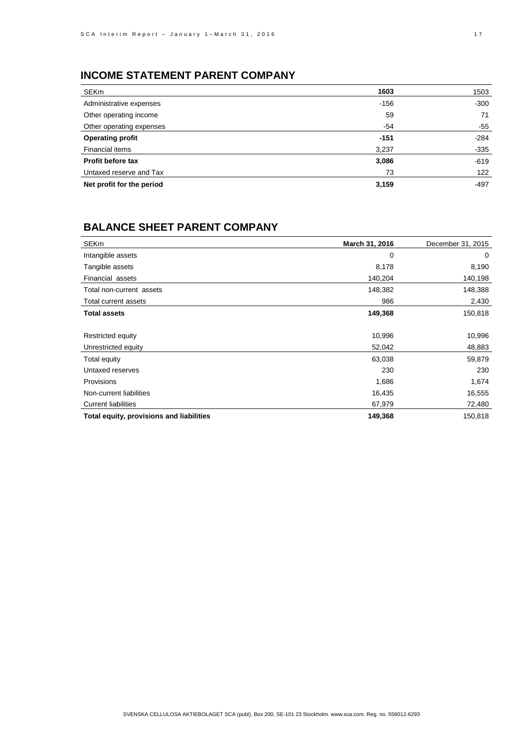## INCOME STATEMENT PARENT COMPANY

| SEKm | **1603** | 1503 |
|---|---|---|
| Administrative expenses | -156 | -300 |
| Other operating income | 59 | 71 |
| Other operating expenses | -54 | -55 |
| **Operating profit** | **-151** | -284 |
| Financial items | 3,237 | -335 |
| **Profit before tax** | **3,086** | -619 |
| Untaxed reserve and Tax | 73 | 122 |
| **Net profit for the period** | **3,159** | -497 |

## BALANCE SHEET PARENT COMPANY

| SEKm | **March 31, 2016** | December 31, 2015 |
|---|---|---|
| Intangible assets | 0 | 0 |
| Tangible assets | 8,178 | 8,190 |
| Financial assets | 140,204 | 140,198 |
| Total non-current assets | 148,382 | 148,388 |
| Total current assets | 986 | 2,430 |
| **Total assets** | **149,368** | 150,818 |
| | | |
| Restricted equity | 10,996 | 10,996 |
| Unrestricted equity | 52,042 | 48,883 |
| Total equity | 63,038 | 59,879 |
| Untaxed reserves | 230 | 230 |
| Provisions | 1,686 | 1,674 |
| Non-current liabilities | 16,435 | 16,555 |
| Current liabilities | 67,979 | 72,480 |
| **Total equity, provisions and liabilities** | **149,368** | 150,818 |

SVENSKA CELLULOSA AKTIEBOLAGET SCA (publ), Box 200, SE-101 23 Stockholm. www.sca.com. Reg. no. 556012-6293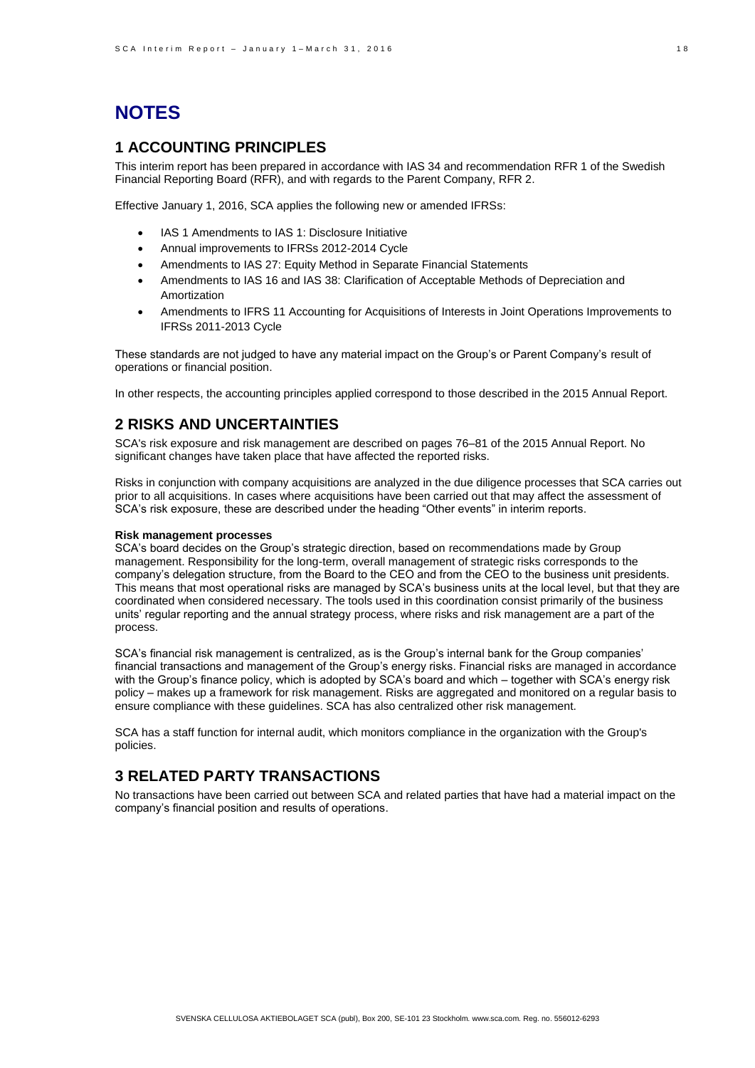# NOTES

## 1 ACCOUNTING PRINCIPLES

This interim report has been prepared in accordance with IAS 34 and recommendation RFR 1 of the Swedish Financial Reporting Board (RFR), and with regards to the Parent Company, RFR 2.

Effective January 1, 2016, SCA applies the following new or amended IFRSs:

- IAS 1 Amendments to IAS 1: Disclosure Initiative
- Annual improvements to IFRSs 2012-2014 Cycle
- Amendments to IAS 27: Equity Method in Separate Financial Statements
- Amendments to IAS 16 and IAS 38: Clarification of Acceptable Methods of Depreciation and Amortization
- Amendments to IFRS 11 Accounting for Acquisitions of Interests in Joint Operations Improvements to IFRSs 2011-2013 Cycle

These standards are not judged to have any material impact on the Group's or Parent Company's result of operations or financial position.

In other respects, the accounting principles applied correspond to those described in the 2015 Annual Report.

## 2 RISKS AND UNCERTAINTIES

SCA's risk exposure and risk management are described on pages 76–81 of the 2015 Annual Report. No significant changes have taken place that have affected the reported risks.

Risks in conjunction with company acquisitions are analyzed in the due diligence processes that SCA carries out prior to all acquisitions. In cases where acquisitions have been carried out that may affect the assessment of SCA's risk exposure, these are described under the heading "Other events" in interim reports.

**Risk management processes**

SCA's board decides on the Group's strategic direction, based on recommendations made by Group management. Responsibility for the long-term, overall management of strategic risks corresponds to the company's delegation structure, from the Board to the CEO and from the CEO to the business unit presidents. This means that most operational risks are managed by SCA's business units at the local level, but that they are coordinated when considered necessary. The tools used in this coordination consist primarily of the business units' regular reporting and the annual strategy process, where risks and risk management are a part of the process.

SCA's financial risk management is centralized, as is the Group's internal bank for the Group companies' financial transactions and management of the Group's energy risks. Financial risks are managed in accordance with the Group's finance policy, which is adopted by SCA's board and which – together with SCA's energy risk policy – makes up a framework for risk management. Risks are aggregated and monitored on a regular basis to ensure compliance with these guidelines. SCA has also centralized other risk management.

SCA has a staff function for internal audit, which monitors compliance in the organization with the Group's policies.

## 3 RELATED PARTY TRANSACTIONS

No transactions have been carried out between SCA and related parties that have had a material impact on the company's financial position and results of operations.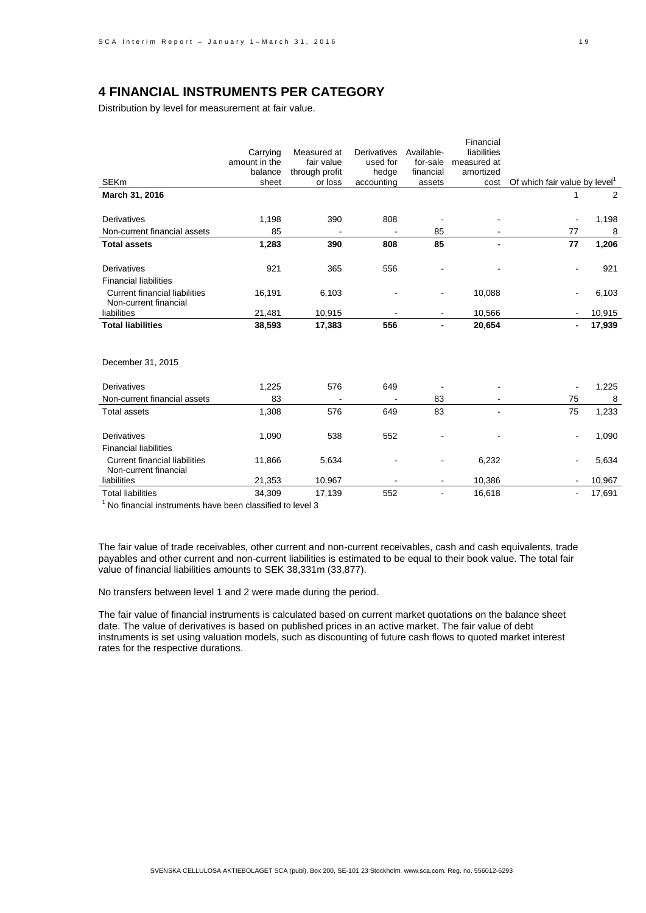## 4 FINANCIAL INSTRUMENTS PER CATEGORY

Distribution by level for measurement at fair value.

| SEKm | Carrying amount in the balance sheet | Measured at fair value through profit or loss | Derivatives used for hedge accounting | Available-for-sale financial assets | Financial liabilities measured at amortized cost | Of which fair value by level[1] | |
|---|---|---|---|---|---|---|---|
| **March 31, 2016** | | | | | | 1 | 2 |
| Derivatives | 1,198 | 390 | 808 | - | - | - | 1,198 |
| Non-current financial assets | 85 | - | - | 85 | - | 77 | 8 |
| **Total assets** | **1,283** | **390** | **808** | **85** | **-** | **77** | **1,206** |
| Derivatives | 921 | 365 | 556 | - | - | - | 921 |
| Financial liabilities | | | | | | | |
| Current financial liabilities | 16,191 | 6,103 | - | - | 10,088 | - | 6,103 |
| Non-current financial liabilities | 21,481 | 10,915 | - | - | 10,566 | - | 10,915 |
| **Total liabilities** | **38,593** | **17,383** | **556** | **-** | **20,654** | **-** | **17,939** |
| December 31, 2015 | | | | | | | |
| Derivatives | 1,225 | 576 | 649 | - | - | - | 1,225 |
| Non-current financial assets | 83 | - | - | 83 | - | 75 | 8 |
| Total assets | 1,308 | 576 | 649 | 83 | - | 75 | 1,233 |
| Derivatives | 1,090 | 538 | 552 | - | - | - | 1,090 |
| Financial liabilities | | | | | | | |
| Current financial liabilities | 11,866 | 5,634 | - | - | 6,232 | - | 5,634 |
| Non-current financial liabilities | 21,353 | 10,967 | - | - | 10,386 | - | 10,967 |
| Total liabilities | 34,309 | 17,139 | 552 | - | 16,618 | - | 17,691 |

[1] No financial instruments have been classified to level 3

The fair value of trade receivables, other current and non-current receivables, cash and cash equivalents, trade payables and other current and non-current liabilities is estimated to be equal to their book value. The total fair value of financial liabilities amounts to SEK 38,331m (33,877).

No transfers between level 1 and 2 were made during the period.

The fair value of financial instruments is calculated based on current market quotations on the balance sheet date. The value of derivatives is based on published prices in an active market. The fair value of debt instruments is set using valuation models, such as discounting of future cash flows to quoted market interest rates for the respective durations.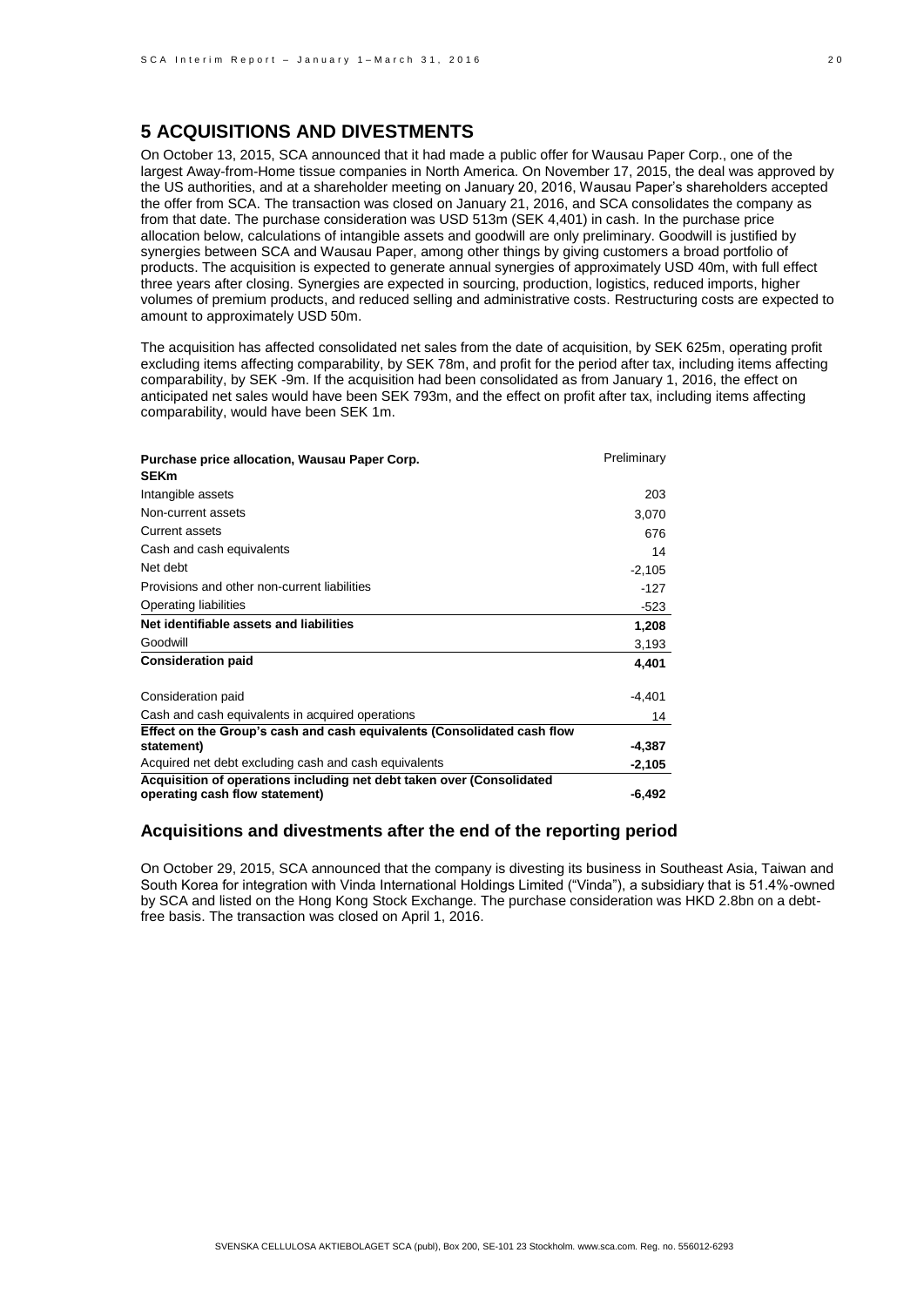## 5 ACQUISITIONS AND DIVESTMENTS

On October 13, 2015, SCA announced that it had made a public offer for Wausau Paper Corp., one of the largest Away-from-Home tissue companies in North America. On November 17, 2015, the deal was approved by the US authorities, and at a shareholder meeting on January 20, 2016, Wausau Paper's shareholders accepted the offer from SCA. The transaction was closed on January 21, 2016, and SCA consolidates the company as from that date. The purchase consideration was USD 513m (SEK 4,401) in cash. In the purchase price allocation below, calculations of intangible assets and goodwill are only preliminary. Goodwill is justified by synergies between SCA and Wausau Paper, among other things by giving customers a broad portfolio of products. The acquisition is expected to generate annual synergies of approximately USD 40m, with full effect three years after closing. Synergies are expected in sourcing, production, logistics, reduced imports, higher volumes of premium products, and reduced selling and administrative costs. Restructuring costs are expected to amount to approximately USD 50m.

The acquisition has affected consolidated net sales from the date of acquisition, by SEK 625m, operating profit excluding items affecting comparability, by SEK 78m, and profit for the period after tax, including items affecting comparability, by SEK -9m. If the acquisition had been consolidated as from January 1, 2016, the effect on anticipated net sales would have been SEK 793m, and the effect on profit after tax, including items affecting comparability, would have been SEK 1m.

| **Purchase price allocation, Wausau Paper Corp.**<br>**SEKm** | Preliminary |
|---|---|
| Intangible assets | 203 |
| Non-current assets | 3,070 |
| Current assets | 676 |
| Cash and cash equivalents | 14 |
| Net debt | -2,105 |
| Provisions and other non-current liabilities | -127 |
| Operating liabilities | -523 |
| **Net identifiable assets and liabilities** | **1,208** |
| Goodwill | 3,193 |
| **Consideration paid** | **4,401** |
| | |
| Consideration paid | -4,401 |
| Cash and cash equivalents in acquired operations | 14 |
| **Effect on the Group's cash and cash equivalents (Consolidated cash flow statement)** | **-4,387** |
| Acquired net debt excluding cash and cash equivalents | **-2,105** |
| **Acquisition of operations including net debt taken over (Consolidated operating cash flow statement)** | **-6,492** |

### Acquisitions and divestments after the end of the reporting period

On October 29, 2015, SCA announced that the company is divesting its business in Southeast Asia, Taiwan and South Korea for integration with Vinda International Holdings Limited ("Vinda"), a subsidiary that is 51.4%-owned by SCA and listed on the Hong Kong Stock Exchange. The purchase consideration was HKD 2.8bn on a debt-free basis. The transaction was closed on April 1, 2016.

SVENSKA CELLULOSA AKTIEBOLAGET SCA (publ), Box 200, SE-101 23 Stockholm. www.sca.com. Reg. no. 556012-6293